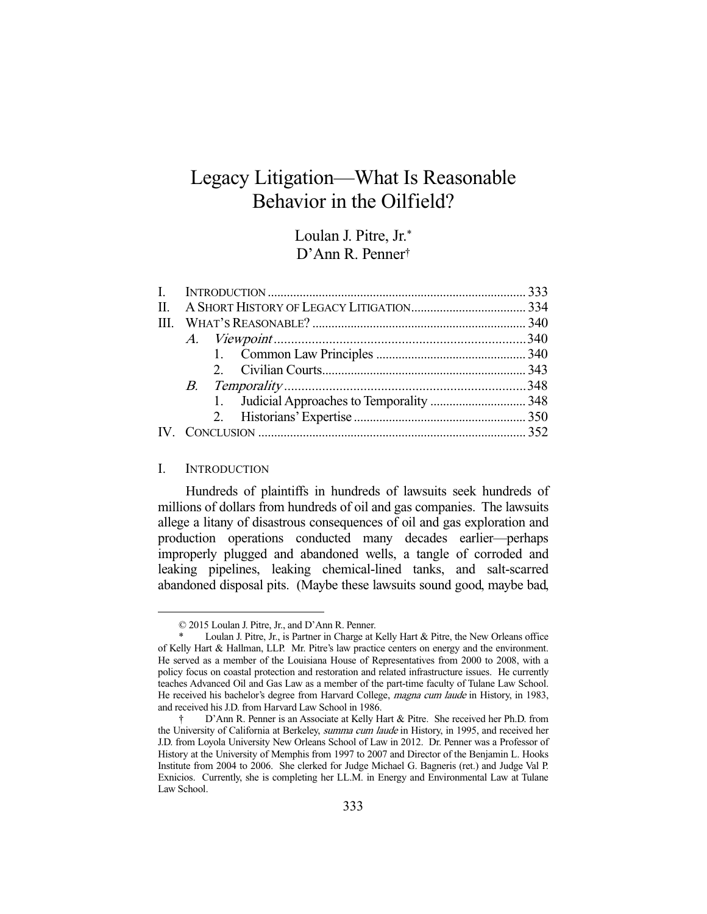# Legacy Litigation—What Is Reasonable Behavior in the Oilfield?

Loulan J. Pitre, Jr.*
D'Ann R. Penner†

| | | |
|---|---|---|
| I. | INTRODUCTION | 333 |
| II. | A SHORT HISTORY OF LEGACY LITIGATION | 334 |
| III. | WHAT'S REASONABLE? | 340 |
| | *A. Viewpoint* | 340 |
| | 1. Common Law Principles | 340 |
| | 2. Civilian Courts | 343 |
| | *B. Temporality* | 348 |
| | 1. Judicial Approaches to Temporality | 348 |
| | 2. Historians' Expertise | 350 |
| IV. | CONCLUSION | 352 |

## I. INTRODUCTION

Hundreds of plaintiffs in hundreds of lawsuits seek hundreds of millions of dollars from hundreds of oil and gas companies. The lawsuits allege a litany of disastrous consequences of oil and gas exploration and production operations conducted many decades earlier—perhaps improperly plugged and abandoned wells, a tangle of corroded and leaking pipelines, leaking chemical-lined tanks, and salt-scarred abandoned disposal pits. (Maybe these lawsuits sound good, maybe bad,

---

© 2015 Loulan J. Pitre, Jr., and D'Ann R. Penner.

\* Loulan J. Pitre, Jr., is Partner in Charge at Kelly Hart & Pitre, the New Orleans office of Kelly Hart & Hallman, LLP. Mr. Pitre's law practice centers on energy and the environment. He served as a member of the Louisiana House of Representatives from 2000 to 2008, with a policy focus on coastal protection and restoration and related infrastructure issues. He currently teaches Advanced Oil and Gas Law as a member of the part-time faculty of Tulane Law School. He received his bachelor's degree from Harvard College, *magna cum laude* in History, in 1983, and received his J.D. from Harvard Law School in 1986.

† D'Ann R. Penner is an Associate at Kelly Hart & Pitre. She received her Ph.D. from the University of California at Berkeley, *summa cum laude* in History, in 1995, and received her J.D. from Loyola University New Orleans School of Law in 2012. Dr. Penner was a Professor of History at the University of Memphis from 1997 to 2007 and Director of the Benjamin L. Hooks Institute from 2004 to 2006. She clerked for Judge Michael G. Bagneris (ret.) and Judge Val P. Exnicios. Currently, she is completing her LL.M. in Energy and Environmental Law at Tulane Law School.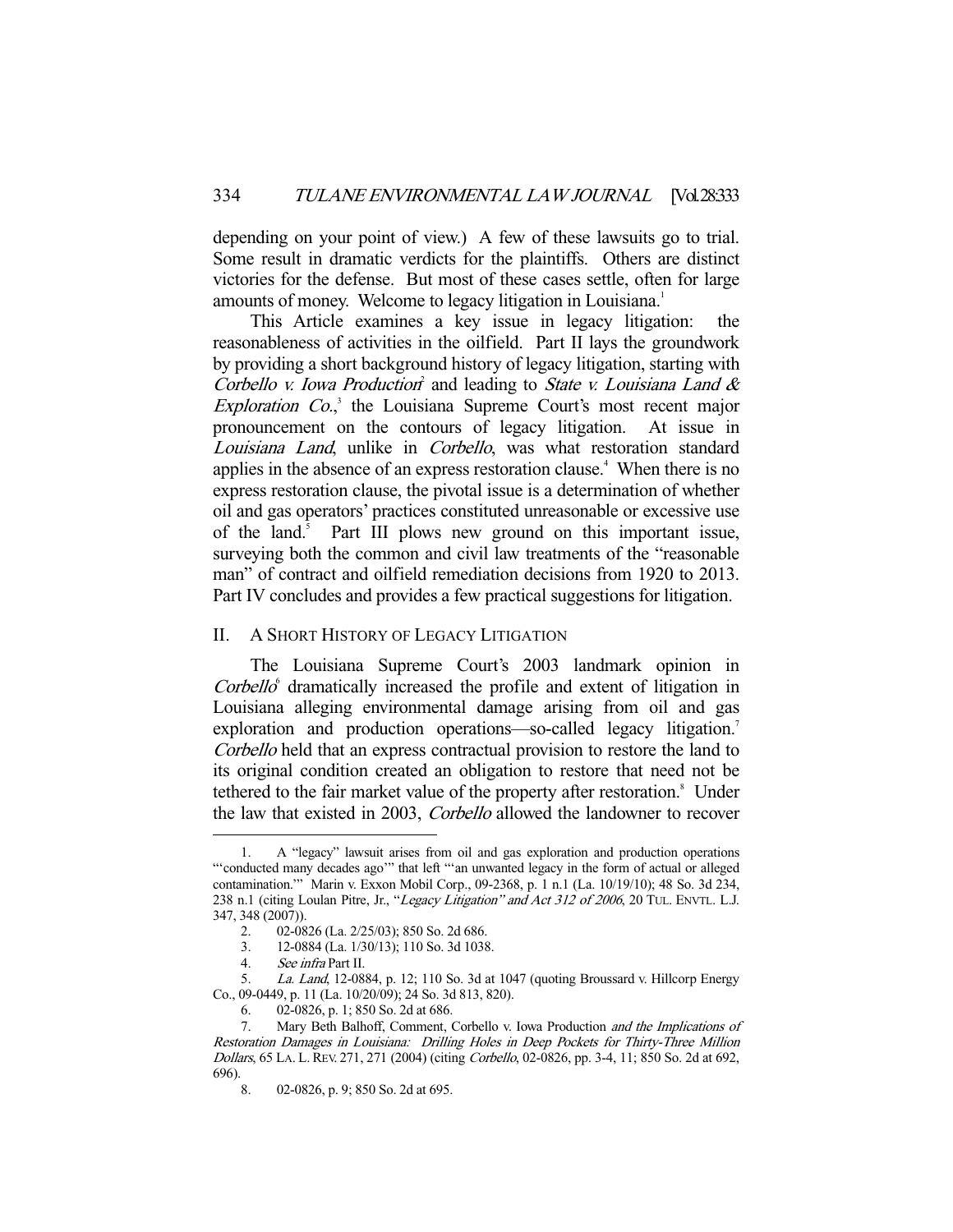depending on your point of view.) A few of these lawsuits go to trial. Some result in dramatic verdicts for the plaintiffs. Others are distinct victories for the defense. But most of these cases settle, often for large amounts of money. Welcome to legacy litigation in Louisiana.[1]

This Article examines a key issue in legacy litigation: the reasonableness of activities in the oilfield. Part II lays the groundwork by providing a short background history of legacy litigation, starting with *Corbello v. Iowa Production*[2] and leading to *State v. Louisiana Land & Exploration Co.*,[3] the Louisiana Supreme Court's most recent major pronouncement on the contours of legacy litigation. At issue in *Louisiana Land*, unlike in *Corbello*, was what restoration standard applies in the absence of an express restoration clause.[4] When there is no express restoration clause, the pivotal issue is a determination of whether oil and gas operators' practices constituted unreasonable or excessive use of the land.[5] Part III plows new ground on this important issue, surveying both the common and civil law treatments of the "reasonable man" of contract and oilfield remediation decisions from 1920 to 2013. Part IV concludes and provides a few practical suggestions for litigation.

## II. A Short History of Legacy Litigation

The Louisiana Supreme Court's 2003 landmark opinion in *Corbello*[6] dramatically increased the profile and extent of litigation in Louisiana alleging environmental damage arising from oil and gas exploration and production operations—so-called legacy litigation.[7] *Corbello* held that an express contractual provision to restore the land to its original condition created an obligation to restore that need not be tethered to the fair market value of the property after restoration.[8] Under the law that existed in 2003, *Corbello* allowed the landowner to recover

---

1. A "legacy" lawsuit arises from oil and gas exploration and production operations "'conducted many decades ago'" that left "'an unwanted legacy in the form of actual or alleged contamination.'" Marin v. Exxon Mobil Corp., 09-2368, p. 1 n.1 (La. 10/19/10); 48 So. 3d 234, 238 n.1 (citing Loulan Pitre, Jr., "*Legacy Litigation" and Act 312 of 2006*, 20 TUL. ENVTL. L.J. 347, 348 (2007)).

2. 02-0826 (La. 2/25/03); 850 So. 2d 686.

3. 12-0884 (La. 1/30/13); 110 So. 3d 1038.

4. *See infra* Part II.

5. *La. Land*, 12-0884, p. 12; 110 So. 3d at 1047 (quoting Broussard v. Hillcorp Energy Co., 09-0449, p. 11 (La. 10/20/09); 24 So. 3d 813, 820).

6. 02-0826, p. 1; 850 So. 2d at 686.

7. Mary Beth Balhoff, Comment, Corbello v. Iowa Production *and the Implications of Restoration Damages in Louisiana: Drilling Holes in Deep Pockets for Thirty-Three Million Dollars*, 65 LA. L. REV. 271, 271 (2004) (citing *Corbello*, 02-0826, pp. 3-4, 11; 850 So. 2d at 692, 696).

8. 02-0826, p. 9; 850 So. 2d at 695.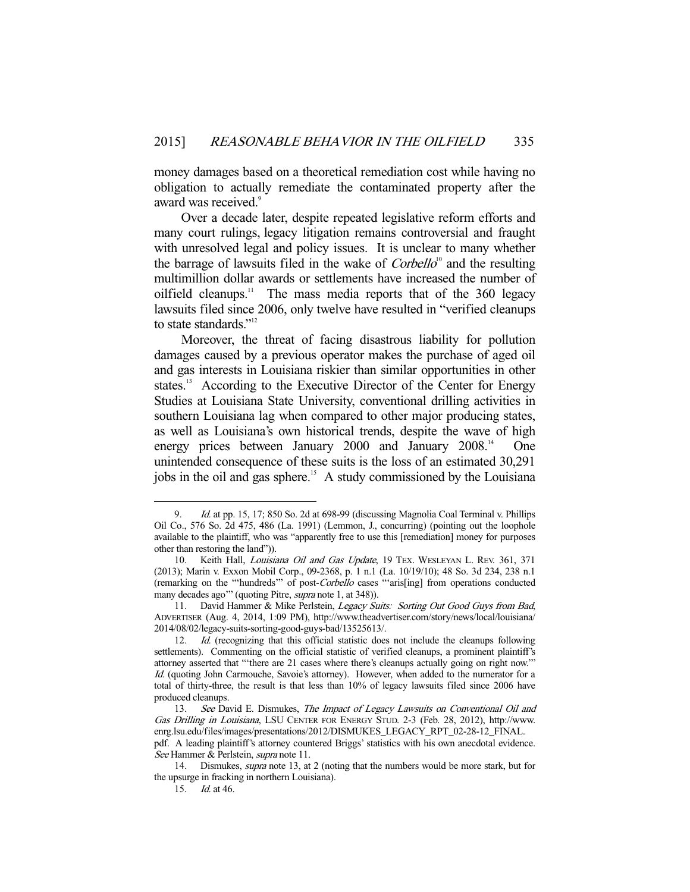money damages based on a theoretical remediation cost while having no obligation to actually remediate the contaminated property after the award was received.[9]

Over a decade later, despite repeated legislative reform efforts and many court rulings, legacy litigation remains controversial and fraught with unresolved legal and policy issues. It is unclear to many whether the barrage of lawsuits filed in the wake of *Corbello*[10] and the resulting multimillion dollar awards or settlements have increased the number of oilfield cleanups.[11] The mass media reports that of the 360 legacy lawsuits filed since 2006, only twelve have resulted in "verified cleanups to state standards."[12]

Moreover, the threat of facing disastrous liability for pollution damages caused by a previous operator makes the purchase of aged oil and gas interests in Louisiana riskier than similar opportunities in other states.[13] According to the Executive Director of the Center for Energy Studies at Louisiana State University, conventional drilling activities in southern Louisiana lag when compared to other major producing states, as well as Louisiana's own historical trends, despite the wave of high energy prices between January 2000 and January 2008.[14] One unintended consequence of these suits is the loss of an estimated 30,291 jobs in the oil and gas sphere.[15] A study commissioned by the Louisiana

---

9. *Id.* at pp. 15, 17; 850 So. 2d at 698-99 (discussing Magnolia Coal Terminal v. Phillips Oil Co., 576 So. 2d 475, 486 (La. 1991) (Lemmon, J., concurring) (pointing out the loophole available to the plaintiff, who was "apparently free to use this [remediation] money for purposes other than restoring the land")).

10. Keith Hall, *Louisiana Oil and Gas Update*, 19 TEX. WESLEYAN L. REV. 361, 371 (2013); Marin v. Exxon Mobil Corp., 09-2368, p. 1 n.1 (La. 10/19/10); 48 So. 3d 234, 238 n.1 (remarking on the "'hundreds'" of post-*Corbello* cases "'aris[ing] from operations conducted many decades ago'" (quoting Pitre, *supra* note 1, at 348)).

11. David Hammer & Mike Perlstein, *Legacy Suits: Sorting Out Good Guys from Bad*, ADVERTISER (Aug. 4, 2014, 1:09 PM), http://www.theadvertiser.com/story/news/local/louisiana/2014/08/02/legacy-suits-sorting-good-guys-bad/13525613/.

12. *Id.* (recognizing that this official statistic does not include the cleanups following settlements). Commenting on the official statistic of verified cleanups, a prominent plaintiff's attorney asserted that "'there are 21 cases where there's cleanups actually going on right now.'" *Id.* (quoting John Carmouche, Savoie's attorney). However, when added to the numerator for a total of thirty-three, the result is that less than 10% of legacy lawsuits filed since 2006 have produced cleanups.

13. *See* David E. Dismukes, *The Impact of Legacy Lawsuits on Conventional Oil and Gas Drilling in Louisiana*, LSU CENTER FOR ENERGY STUD. 2-3 (Feb. 28, 2012), http://www.enrg.lsu.edu/files/images/presentations/2012/DISMUKES_LEGACY_RPT_02-28-12_FINAL.pdf. A leading plaintiff's attorney countered Briggs' statistics with his own anecdotal evidence. *See* Hammer & Perlstein, *supra* note 11.

14. Dismukes, *supra* note 13, at 2 (noting that the numbers would be more stark, but for the upsurge in fracking in northern Louisiana).

15. *Id.* at 46.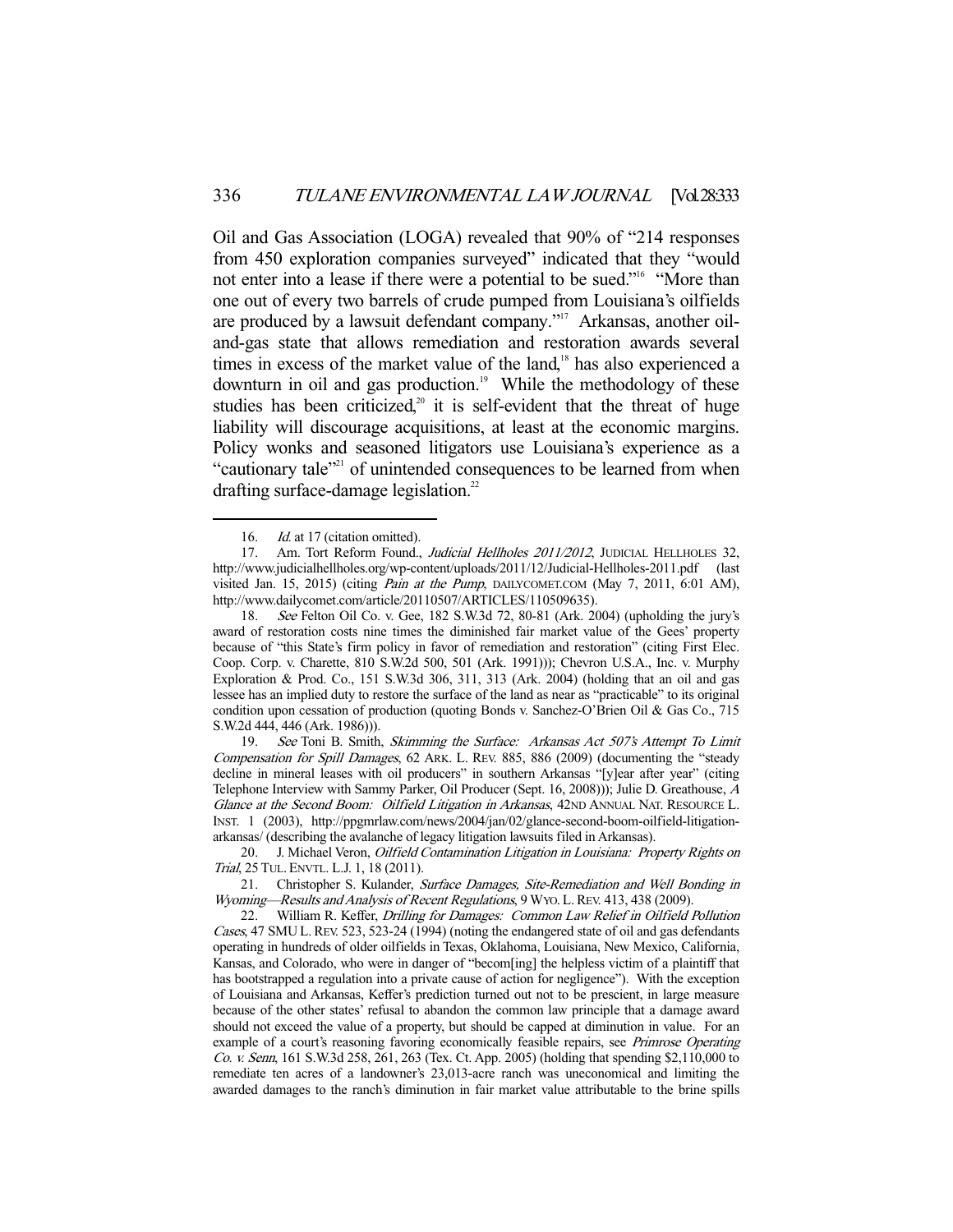Oil and Gas Association (LOGA) revealed that 90% of "214 responses from 450 exploration companies surveyed" indicated that they "would not enter into a lease if there were a potential to be sued."[16] "More than one out of every two barrels of crude pumped from Louisiana's oilfields are produced by a lawsuit defendant company."[17] Arkansas, another oil-and-gas state that allows remediation and restoration awards several times in excess of the market value of the land,[18] has also experienced a downturn in oil and gas production.[19] While the methodology of these studies has been criticized,[20] it is self-evident that the threat of huge liability will discourage acquisitions, at least at the economic margins. Policy wonks and seasoned litigators use Louisiana's experience as a "cautionary tale"[21] of unintended consequences to be learned from when drafting surface-damage legislation.[22]

---

16. *Id.* at 17 (citation omitted).

17. Am. Tort Reform Found., *Judicial Hellholes 2011/2012*, JUDICIAL HELLHOLES 32, http://www.judicialhellholes.org/wp-content/uploads/2011/12/Judicial-Hellholes-2011.pdf (last visited Jan. 15, 2015) (citing *Pain at the Pump*, DAILYCOMET.COM (May 7, 2011, 6:01 AM), http://www.dailycomet.com/article/20110507/ARTICLES/110509635).

18. *See* Felton Oil Co. v. Gee, 182 S.W.3d 72, 80-81 (Ark. 2004) (upholding the jury's award of restoration costs nine times the diminished fair market value of the Gees' property because of "this State's firm policy in favor of remediation and restoration" (citing First Elec. Coop. Corp. v. Charette, 810 S.W.2d 500, 501 (Ark. 1991))); Chevron U.S.A., Inc. v. Murphy Exploration & Prod. Co., 151 S.W.3d 306, 311, 313 (Ark. 2004) (holding that an oil and gas lessee has an implied duty to restore the surface of the land as near as "practicable" to its original condition upon cessation of production (quoting Bonds v. Sanchez-O'Brien Oil & Gas Co., 715 S.W.2d 444, 446 (Ark. 1986))).

19. *See* Toni B. Smith, *Skimming the Surface: Arkansas Act 507's Attempt To Limit Compensation for Spill Damages*, 62 ARK. L. REV. 885, 886 (2009) (documenting the "steady decline in mineral leases with oil producers" in southern Arkansas "[y]ear after year" (citing Telephone Interview with Sammy Parker, Oil Producer (Sept. 16, 2008))); Julie D. Greathouse, *A Glance at the Second Boom: Oilfield Litigation in Arkansas*, 42ND ANNUAL NAT. RESOURCE L. INST. 1 (2003), http://ppgmrlaw.com/news/2004/jan/02/glance-second-boom-oilfield-litigation-arkansas/ (describing the avalanche of legacy litigation lawsuits filed in Arkansas).

20. J. Michael Veron, *Oilfield Contamination Litigation in Louisiana: Property Rights on Trial*, 25 TUL. ENVTL. L.J. 1, 18 (2011).

21. Christopher S. Kulander, *Surface Damages, Site-Remediation and Well Bonding in Wyoming—Results and Analysis of Recent Regulations*, 9 WYO. L. REV. 413, 438 (2009).

22. William R. Keffer, *Drilling for Damages: Common Law Relief in Oilfield Pollution Cases*, 47 SMU L. REV. 523, 523-24 (1994) (noting the endangered state of oil and gas defendants operating in hundreds of older oilfields in Texas, Oklahoma, Louisiana, New Mexico, California, Kansas, and Colorado, who were in danger of "becom[ing] the helpless victim of a plaintiff that has bootstrapped a regulation into a private cause of action for negligence"). With the exception of Louisiana and Arkansas, Keffer's prediction turned out not to be prescient, in large measure because of the other states' refusal to abandon the common law principle that a damage award should not exceed the value of a property, but should be capped at diminution in value. For an example of a court's reasoning favoring economically feasible repairs, see *Primrose Operating Co. v. Senn*, 161 S.W.3d 258, 261, 263 (Tex. Ct. App. 2005) (holding that spending $2,110,000 to remediate ten acres of a landowner's 23,013-acre ranch was uneconomical and limiting the awarded damages to the ranch's diminution in fair market value attributable to the brine spills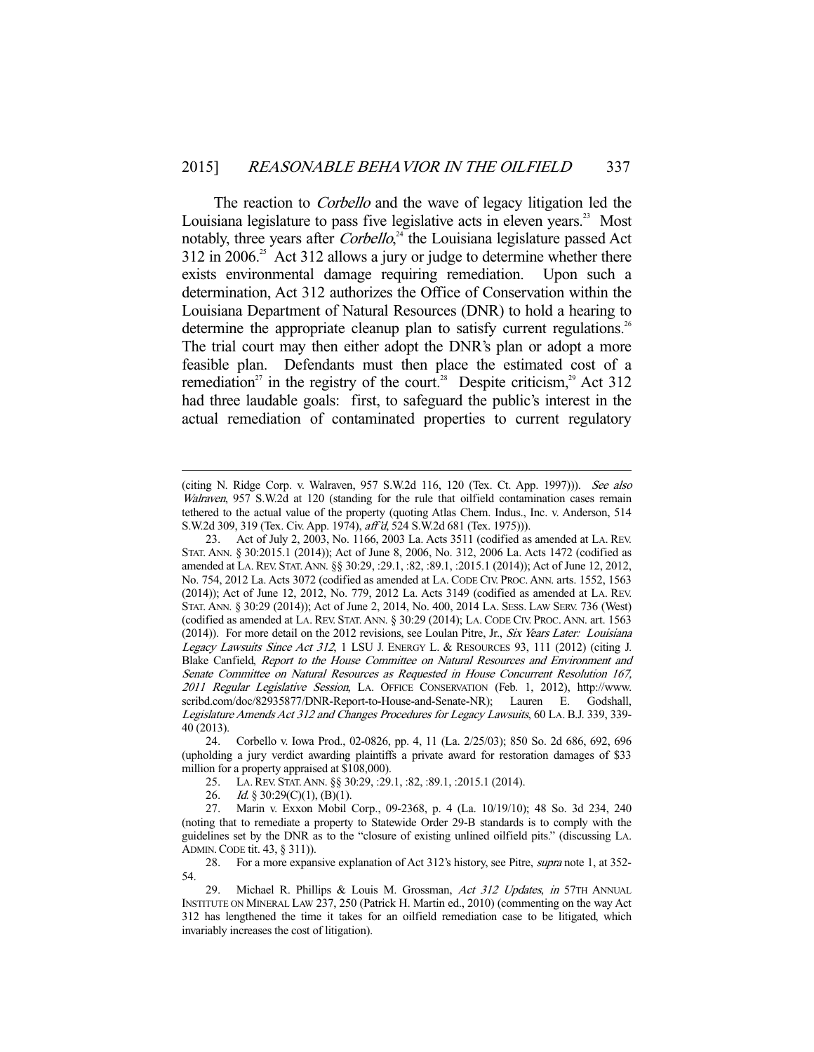The reaction to *Corbello* and the wave of legacy litigation led the Louisiana legislature to pass five legislative acts in eleven years.[23] Most notably, three years after *Corbello*,[24] the Louisiana legislature passed Act 312 in 2006.[25] Act 312 allows a jury or judge to determine whether there exists environmental damage requiring remediation. Upon such a determination, Act 312 authorizes the Office of Conservation within the Louisiana Department of Natural Resources (DNR) to hold a hearing to determine the appropriate cleanup plan to satisfy current regulations.[26] The trial court may then either adopt the DNR's plan or adopt a more feasible plan. Defendants must then place the estimated cost of a remediation[27] in the registry of the court.[28] Despite criticism,[29] Act 312 had three laudable goals: first, to safeguard the public's interest in the actual remediation of contaminated properties to current regulatory

---

(citing N. Ridge Corp. v. Walraven, 957 S.W.2d 116, 120 (Tex. Ct. App. 1997))). *See also Walraven*, 957 S.W.2d at 120 (standing for the rule that oilfield contamination cases remain tethered to the actual value of the property (quoting Atlas Chem. Indus., Inc. v. Anderson, 514 S.W.2d 309, 319 (Tex. Civ. App. 1974), *aff'd*, 524 S.W.2d 681 (Tex. 1975))).

23. Act of July 2, 2003, No. 1166, 2003 La. Acts 3511 (codified as amended at LA. REV. STAT. ANN. § 30:2015.1 (2014)); Act of June 8, 2006, No. 312, 2006 La. Acts 1472 (codified as amended at LA. REV. STAT. ANN. §§ 30:29, :29.1, :82, :89.1, :2015.1 (2014)); Act of June 12, 2012, No. 754, 2012 La. Acts 3072 (codified as amended at LA. CODE CIV. PROC. ANN. arts. 1552, 1563 (2014)); Act of June 12, 2012, No. 779, 2012 La. Acts 3149 (codified as amended at LA. REV. STAT. ANN. § 30:29 (2014)); Act of June 2, 2014, No. 400, 2014 LA. SESS. LAW SERV. 736 (West) (codified as amended at LA. REV. STAT. ANN. § 30:29 (2014); LA. CODE CIV. PROC. ANN. art. 1563 (2014)). For more detail on the 2012 revisions, see Loulan Pitre, Jr., *Six Years Later: Louisiana Legacy Lawsuits Since Act 312*, 1 LSU J. ENERGY L. & RESOURCES 93, 111 (2012) (citing J. Blake Canfield, *Report to the House Committee on Natural Resources and Environment and Senate Committee on Natural Resources as Requested in House Concurrent Resolution 167, 2011 Regular Legislative Session*, LA. OFFICE CONSERVATION (Feb. 1, 2012), http://www.scribd.com/doc/82935877/DNR-Report-to-House-and-Senate-NR); Lauren E. Godshall, *Legislature Amends Act 312 and Changes Procedures for Legacy Lawsuits*, 60 LA. B.J. 339, 339-40 (2013).

24. Corbello v. Iowa Prod., 02-0826, pp. 4, 11 (La. 2/25/03); 850 So. 2d 686, 692, 696 (upholding a jury verdict awarding plaintiffs a private award for restoration damages of $33 million for a property appraised at $108,000).

25. LA. REV. STAT. ANN. §§ 30:29, :29.1, :82, :89.1, :2015.1 (2014).

26. *Id.* § 30:29(C)(1), (B)(1).

27. Marin v. Exxon Mobil Corp., 09-2368, p. 4 (La. 10/19/10); 48 So. 3d 234, 240 (noting that to remediate a property to Statewide Order 29-B standards is to comply with the guidelines set by the DNR as to the "closure of existing unlined oilfield pits." (discussing LA. ADMIN. CODE tit. 43, § 311)).

28. For a more expansive explanation of Act 312's history, see Pitre, *supra* note 1, at 352-54.

29. Michael R. Phillips & Louis M. Grossman, *Act 312 Updates*, *in* 57TH ANNUAL INSTITUTE ON MINERAL LAW 237, 250 (Patrick H. Martin ed., 2010) (commenting on the way Act 312 has lengthened the time it takes for an oilfield remediation case to be litigated, which invariably increases the cost of litigation).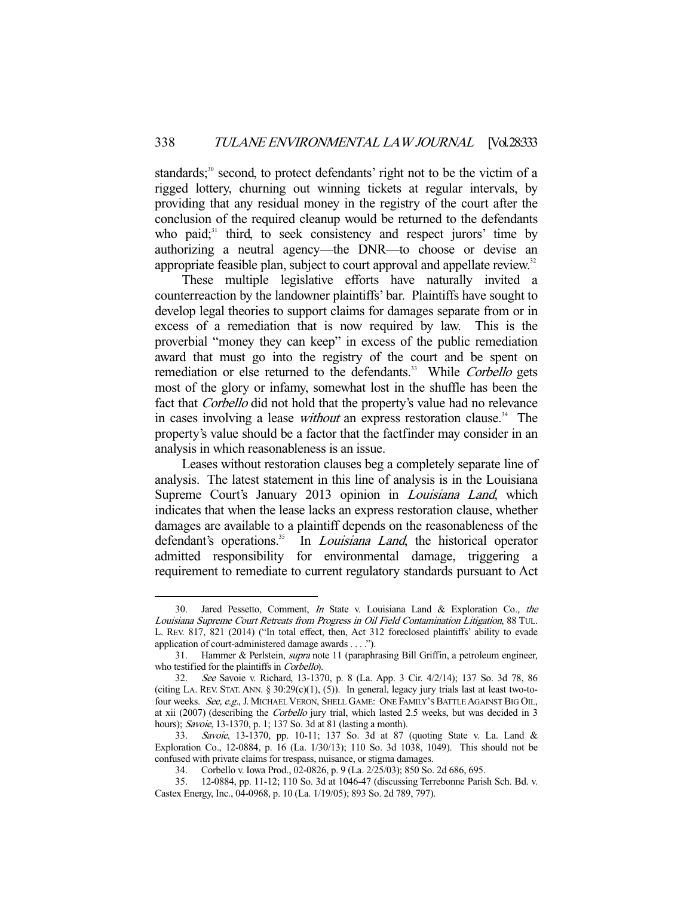standards;[30] second, to protect defendants' right not to be the victim of a rigged lottery, churning out winning tickets at regular intervals, by providing that any residual money in the registry of the court after the conclusion of the required cleanup would be returned to the defendants who paid;[31] third, to seek consistency and respect jurors' time by authorizing a neutral agency—the DNR—to choose or devise an appropriate feasible plan, subject to court approval and appellate review.[32]

These multiple legislative efforts have naturally invited a counterreaction by the landowner plaintiffs' bar. Plaintiffs have sought to develop legal theories to support claims for damages separate from or in excess of a remediation that is now required by law. This is the proverbial "money they can keep" in excess of the public remediation award that must go into the registry of the court and be spent on remediation or else returned to the defendants.[33] While *Corbello* gets most of the glory or infamy, somewhat lost in the shuffle has been the fact that *Corbello* did not hold that the property's value had no relevance in cases involving a lease *without* an express restoration clause.[34] The property's value should be a factor that the factfinder may consider in an analysis in which reasonableness is an issue.

Leases without restoration clauses beg a completely separate line of analysis. The latest statement in this line of analysis is in the Louisiana Supreme Court's January 2013 opinion in *Louisiana Land*, which indicates that when the lease lacks an express restoration clause, whether damages are available to a plaintiff depends on the reasonableness of the defendant's operations.[35] In *Louisiana Land*, the historical operator admitted responsibility for environmental damage, triggering a requirement to remediate to current regulatory standards pursuant to Act

---

30. Jared Pessetto, Comment, *In* State v. Louisiana Land & Exploration Co., *the Louisiana Supreme Court Retreats from Progress in Oil Field Contamination Litigation*, 88 TUL. L. REV. 817, 821 (2014) ("In total effect, then, Act 312 foreclosed plaintiffs' ability to evade application of court-administered damage awards . . . .").

31. Hammer & Perlstein, *supra* note 11 (paraphrasing Bill Griffin, a petroleum engineer, who testified for the plaintiffs in *Corbello*).

32. *See* Savoie v. Richard, 13-1370, p. 8 (La. App. 3 Cir. 4/2/14); 137 So. 3d 78, 86 (citing LA. REV. STAT. ANN. § 30:29(c)(1), (5)). In general, legacy jury trials last at least two-to-four weeks. *See, e.g.*, J. MICHAEL VERON, SHELL GAME: ONE FAMILY'S BATTLE AGAINST BIG OIL, at xii (2007) (describing the *Corbello* jury trial, which lasted 2.5 weeks, but was decided in 3 hours); *Savoie*, 13-1370, p. 1; 137 So. 3d at 81 (lasting a month).

33. *Savoie*, 13-1370, pp. 10-11; 137 So. 3d at 87 (quoting State v. La. Land & Exploration Co., 12-0884, p. 16 (La. 1/30/13); 110 So. 3d 1038, 1049). This should not be confused with private claims for trespass, nuisance, or stigma damages.

34. Corbello v. Iowa Prod., 02-0826, p. 9 (La. 2/25/03); 850 So. 2d 686, 695.

35. 12-0884, pp. 11-12; 110 So. 3d at 1046-47 (discussing Terrebonne Parish Sch. Bd. v. Castex Energy, Inc., 04-0968, p. 10 (La. 1/19/05); 893 So. 2d 789, 797).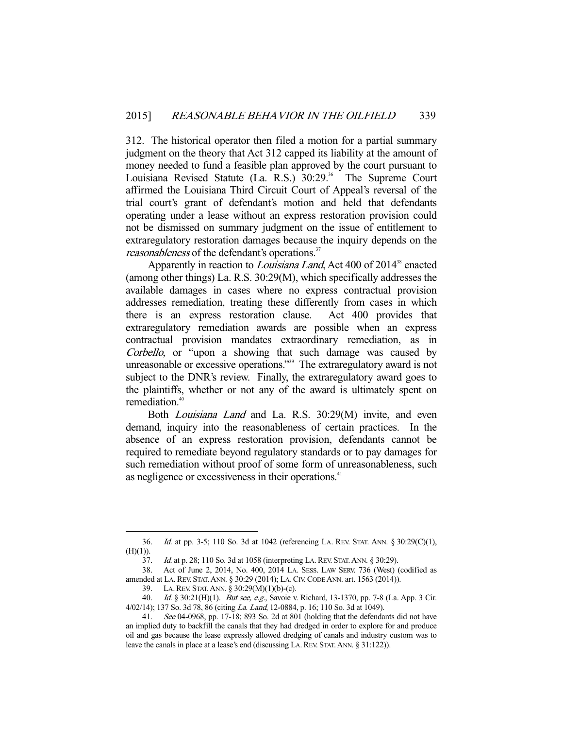312. The historical operator then filed a motion for a partial summary judgment on the theory that Act 312 capped its liability at the amount of money needed to fund a feasible plan approved by the court pursuant to Louisiana Revised Statute (La. R.S.) 30:29.[36] The Supreme Court affirmed the Louisiana Third Circuit Court of Appeal's reversal of the trial court's grant of defendant's motion and held that defendants operating under a lease without an express restoration provision could not be dismissed on summary judgment on the issue of entitlement to extraregulatory restoration damages because the inquiry depends on the *reasonableness* of the defendant's operations.[37]

Apparently in reaction to *Louisiana Land*, Act 400 of 2014[38] enacted (among other things) La. R.S. 30:29(M), which specifically addresses the available damages in cases where no express contractual provision addresses remediation, treating these differently from cases in which there is an express restoration clause. Act 400 provides that extraregulatory remediation awards are possible when an express contractual provision mandates extraordinary remediation, as in *Corbello*, or "upon a showing that such damage was caused by unreasonable or excessive operations."[39] The extraregulatory award is not subject to the DNR's review. Finally, the extraregulatory award goes to the plaintiffs, whether or not any of the award is ultimately spent on remediation.[40]

Both *Louisiana Land* and La. R.S. 30:29(M) invite, and even demand, inquiry into the reasonableness of certain practices. In the absence of an express restoration provision, defendants cannot be required to remediate beyond regulatory standards or to pay damages for such remediation without proof of some form of unreasonableness, such as negligence or excessiveness in their operations.[41]

---

36. *Id.* at pp. 3-5; 110 So. 3d at 1042 (referencing LA. REV. STAT. ANN. § 30:29(C)(1), (H)(1)).

37. *Id.* at p. 28; 110 So. 3d at 1058 (interpreting LA. REV. STAT. ANN. § 30:29).

38. Act of June 2, 2014, No. 400, 2014 LA. SESS. LAW SERV. 736 (West) (codified as amended at LA. REV. STAT. ANN. § 30:29 (2014); LA. CIV. CODE ANN. art. 1563 (2014)).

39. LA. REV. STAT. ANN. § 30:29(M)(1)(b)-(c).

40. *Id.* § 30:21(H)(1). *But see, e.g.*, Savoie v. Richard, 13-1370, pp. 7-8 (La. App. 3 Cir. 4/02/14); 137 So. 3d 78, 86 (citing *La. Land*, 12-0884, p. 16; 110 So. 3d at 1049).

41. *See* 04-0968, pp. 17-18; 893 So. 2d at 801 (holding that the defendants did not have an implied duty to backfill the canals that they had dredged in order to explore for and produce oil and gas because the lease expressly allowed dredging of canals and industry custom was to leave the canals in place at a lease's end (discussing LA. REV. STAT. ANN. § 31:122)).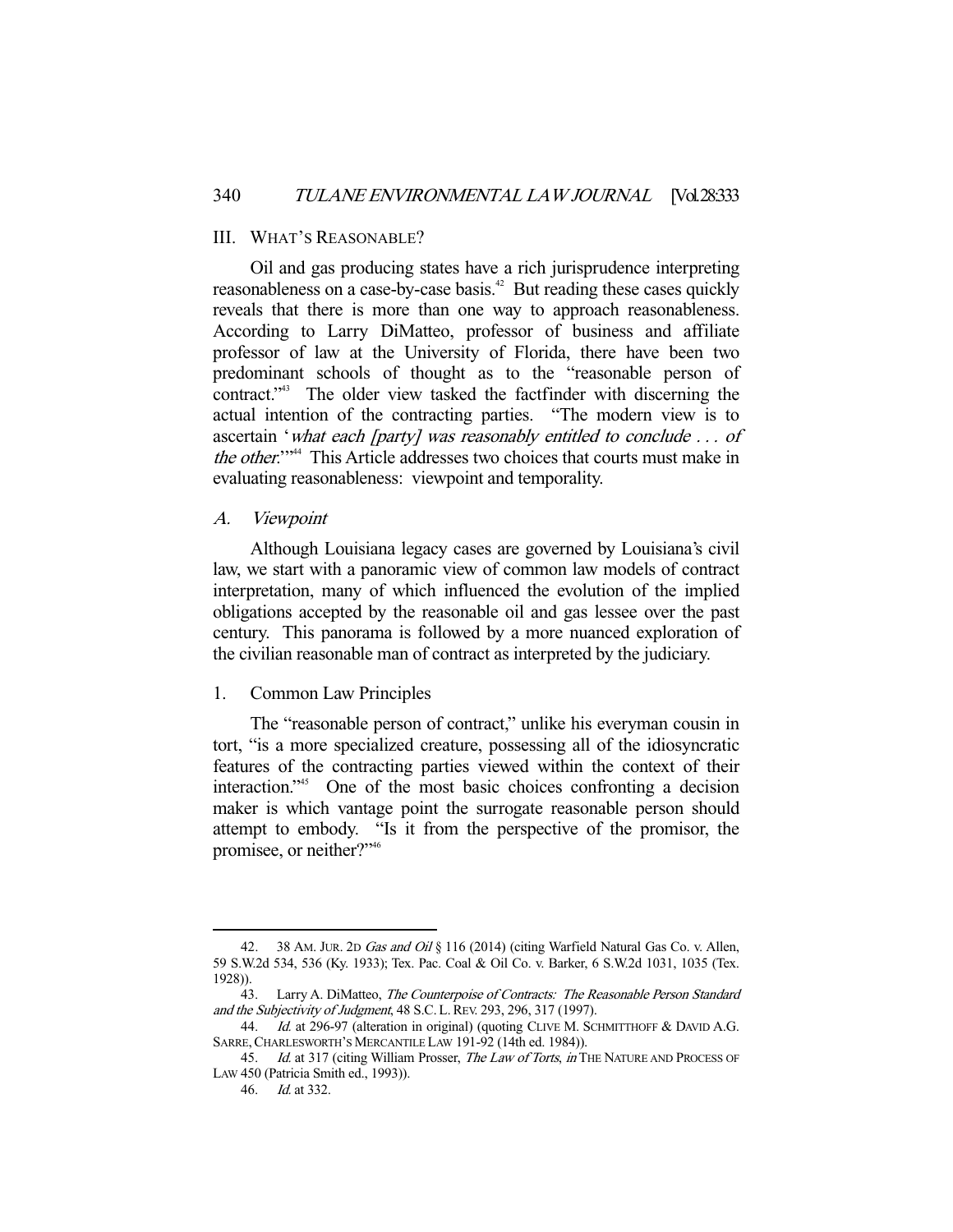## III. WHAT'S REASONABLE?

Oil and gas producing states have a rich jurisprudence interpreting reasonableness on a case-by-case basis.[42] But reading these cases quickly reveals that there is more than one way to approach reasonableness. According to Larry DiMatteo, professor of business and affiliate professor of law at the University of Florida, there have been two predominant schools of thought as to the "reasonable person of contract."[43] The older view tasked the factfinder with discerning the actual intention of the contracting parties. "The modern view is to ascertain '*what each [party] was reasonably entitled to conclude . . . of the other*.'"[44] This Article addresses two choices that courts must make in evaluating reasonableness: viewpoint and temporality.

### A. *Viewpoint*

Although Louisiana legacy cases are governed by Louisiana's civil law, we start with a panoramic view of common law models of contract interpretation, many of which influenced the evolution of the implied obligations accepted by the reasonable oil and gas lessee over the past century. This panorama is followed by a more nuanced exploration of the civilian reasonable man of contract as interpreted by the judiciary.

#### 1. Common Law Principles

The "reasonable person of contract," unlike his everyman cousin in tort, "is a more specialized creature, possessing all of the idiosyncratic features of the contracting parties viewed within the context of their interaction."[45] One of the most basic choices confronting a decision maker is which vantage point the surrogate reasonable person should attempt to embody. "Is it from the perspective of the promisor, the promisee, or neither?"[46]

---

42. 38 AM. JUR. 2D *Gas and Oil* § 116 (2014) (citing Warfield Natural Gas Co. v. Allen, 59 S.W.2d 534, 536 (Ky. 1933); Tex. Pac. Coal & Oil Co. v. Barker, 6 S.W.2d 1031, 1035 (Tex. 1928)).

43. Larry A. DiMatteo, *The Counterpoise of Contracts: The Reasonable Person Standard and the Subjectivity of Judgment*, 48 S.C. L. REV. 293, 296, 317 (1997).

44. *Id.* at 296-97 (alteration in original) (quoting CLIVE M. SCHMITTHOFF & DAVID A.G. SARRE, CHARLESWORTH'S MERCANTILE LAW 191-92 (14th ed. 1984)).

45. *Id.* at 317 (citing William Prosser, *The Law of Torts*, *in* THE NATURE AND PROCESS OF LAW 450 (Patricia Smith ed., 1993)).

46. *Id.* at 332.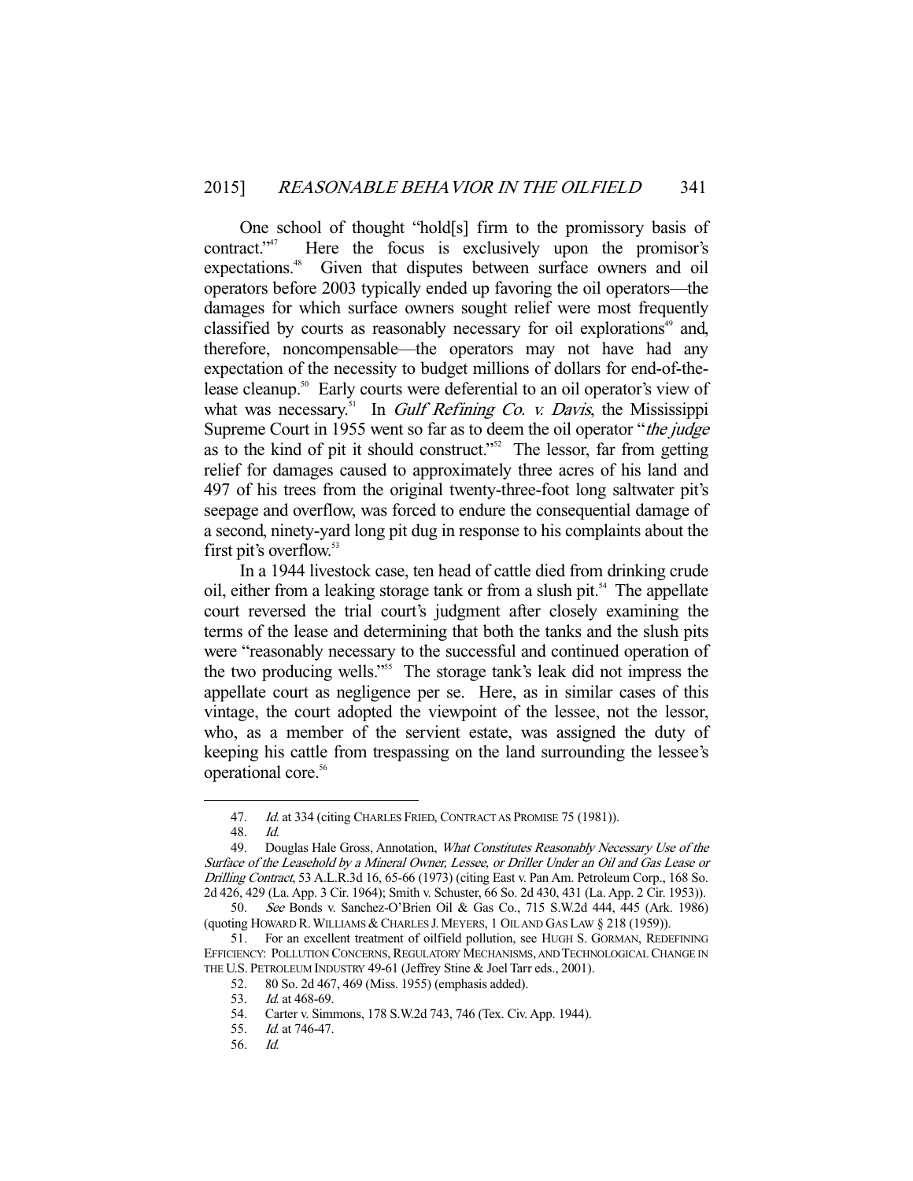One school of thought "hold[s] firm to the promissory basis of contract."[47] Here the focus is exclusively upon the promisor's expectations.[48] Given that disputes between surface owners and oil operators before 2003 typically ended up favoring the oil operators—the damages for which surface owners sought relief were most frequently classified by courts as reasonably necessary for oil explorations[49] and, therefore, noncompensable—the operators may not have had any expectation of the necessity to budget millions of dollars for end-of-the-lease cleanup.[50] Early courts were deferential to an oil operator's view of what was necessary.[51] In *Gulf Refining Co. v. Davis*, the Mississippi Supreme Court in 1955 went so far as to deem the oil operator "*the judge* as to the kind of pit it should construct."[52] The lessor, far from getting relief for damages caused to approximately three acres of his land and 497 of his trees from the original twenty-three-foot long saltwater pit's seepage and overflow, was forced to endure the consequential damage of a second, ninety-yard long pit dug in response to his complaints about the first pit's overflow.[53]

In a 1944 livestock case, ten head of cattle died from drinking crude oil, either from a leaking storage tank or from a slush pit.[54] The appellate court reversed the trial court's judgment after closely examining the terms of the lease and determining that both the tanks and the slush pits were "reasonably necessary to the successful and continued operation of the two producing wells."[55] The storage tank's leak did not impress the appellate court as negligence per se. Here, as in similar cases of this vintage, the court adopted the viewpoint of the lessee, not the lessor, who, as a member of the servient estate, was assigned the duty of keeping his cattle from trespassing on the land surrounding the lessee's operational core.[56]

---

47. *Id.* at 334 (citing CHARLES FRIED, CONTRACT AS PROMISE 75 (1981)).

48. *Id.*

49. Douglas Hale Gross, Annotation, *What Constitutes Reasonably Necessary Use of the Surface of the Leasehold by a Mineral Owner, Lessee, or Driller Under an Oil and Gas Lease or Drilling Contract*, 53 A.L.R.3d 16, 65-66 (1973) (citing East v. Pan Am. Petroleum Corp., 168 So. 2d 426, 429 (La. App. 3 Cir. 1964); Smith v. Schuster, 66 So. 2d 430, 431 (La. App. 2 Cir. 1953)).

50. *See* Bonds v. Sanchez-O'Brien Oil & Gas Co., 715 S.W.2d 444, 445 (Ark. 1986) (quoting HOWARD R. WILLIAMS & CHARLES J. MEYERS, 1 OIL AND GAS LAW § 218 (1959)).

51. For an excellent treatment of oilfield pollution, see HUGH S. GORMAN, REDEFINING EFFICIENCY: POLLUTION CONCERNS, REGULATORY MECHANISMS, AND TECHNOLOGICAL CHANGE IN THE U.S. PETROLEUM INDUSTRY 49-61 (Jeffrey Stine & Joel Tarr eds., 2001).

52. 80 So. 2d 467, 469 (Miss. 1955) (emphasis added).

53. *Id.* at 468-69.

54. Carter v. Simmons, 178 S.W.2d 743, 746 (Tex. Civ. App. 1944).

55. *Id.* at 746-47.

56. *Id.*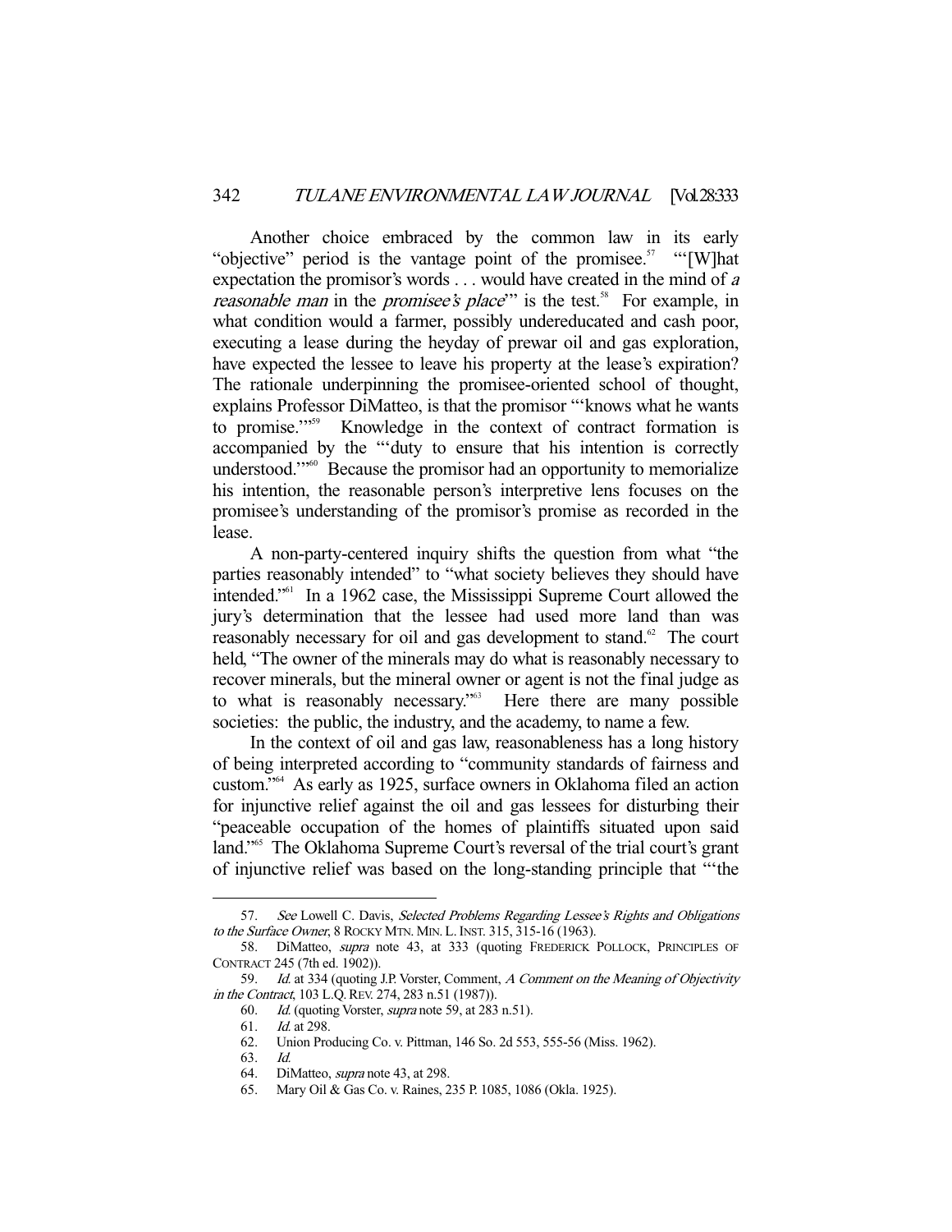Another choice embraced by the common law in its early "objective" period is the vantage point of the promisee.[57] "'[W]hat expectation the promisor's words . . . would have created in the mind of *a reasonable man* in the *promisee's place*'" is the test.[58] For example, in what condition would a farmer, possibly undereducated and cash poor, executing a lease during the heyday of prewar oil and gas exploration, have expected the lessee to leave his property at the lease's expiration? The rationale underpinning the promisee-oriented school of thought, explains Professor DiMatteo, is that the promisor "'knows what he wants to promise.'"[59] Knowledge in the context of contract formation is accompanied by the "'duty to ensure that his intention is correctly understood.'"[60] Because the promisor had an opportunity to memorialize his intention, the reasonable person's interpretive lens focuses on the promisee's understanding of the promisor's promise as recorded in the lease.

A non-party-centered inquiry shifts the question from what "the parties reasonably intended" to "what society believes they should have intended."[61] In a 1962 case, the Mississippi Supreme Court allowed the jury's determination that the lessee had used more land than was reasonably necessary for oil and gas development to stand.[62] The court held, "The owner of the minerals may do what is reasonably necessary to recover minerals, but the mineral owner or agent is not the final judge as to what is reasonably necessary."[63] Here there are many possible societies: the public, the industry, and the academy, to name a few.

In the context of oil and gas law, reasonableness has a long history of being interpreted according to "community standards of fairness and custom."[64] As early as 1925, surface owners in Oklahoma filed an action for injunctive relief against the oil and gas lessees for disturbing their "peaceable occupation of the homes of plaintiffs situated upon said land."[65] The Oklahoma Supreme Court's reversal of the trial court's grant of injunctive relief was based on the long-standing principle that "'the

---

57. *See* Lowell C. Davis, *Selected Problems Regarding Lessee's Rights and Obligations to the Surface Owner*, 8 ROCKY MTN. MIN. L. INST. 315, 315-16 (1963).

58. DiMatteo, *supra* note 43, at 333 (quoting FREDERICK POLLOCK, PRINCIPLES OF CONTRACT 245 (7th ed. 1902)).

59. *Id.* at 334 (quoting J.P. Vorster, Comment, *A Comment on the Meaning of Objectivity in the Contract*, 103 L.Q. REV. 274, 283 n.51 (1987)).

60. *Id.* (quoting Vorster, *supra* note 59, at 283 n.51).

61. *Id.* at 298.

62. Union Producing Co. v. Pittman, 146 So. 2d 553, 555-56 (Miss. 1962).

63. *Id.*

64. DiMatteo, *supra* note 43, at 298.

65. Mary Oil & Gas Co. v. Raines, 235 P. 1085, 1086 (Okla. 1925).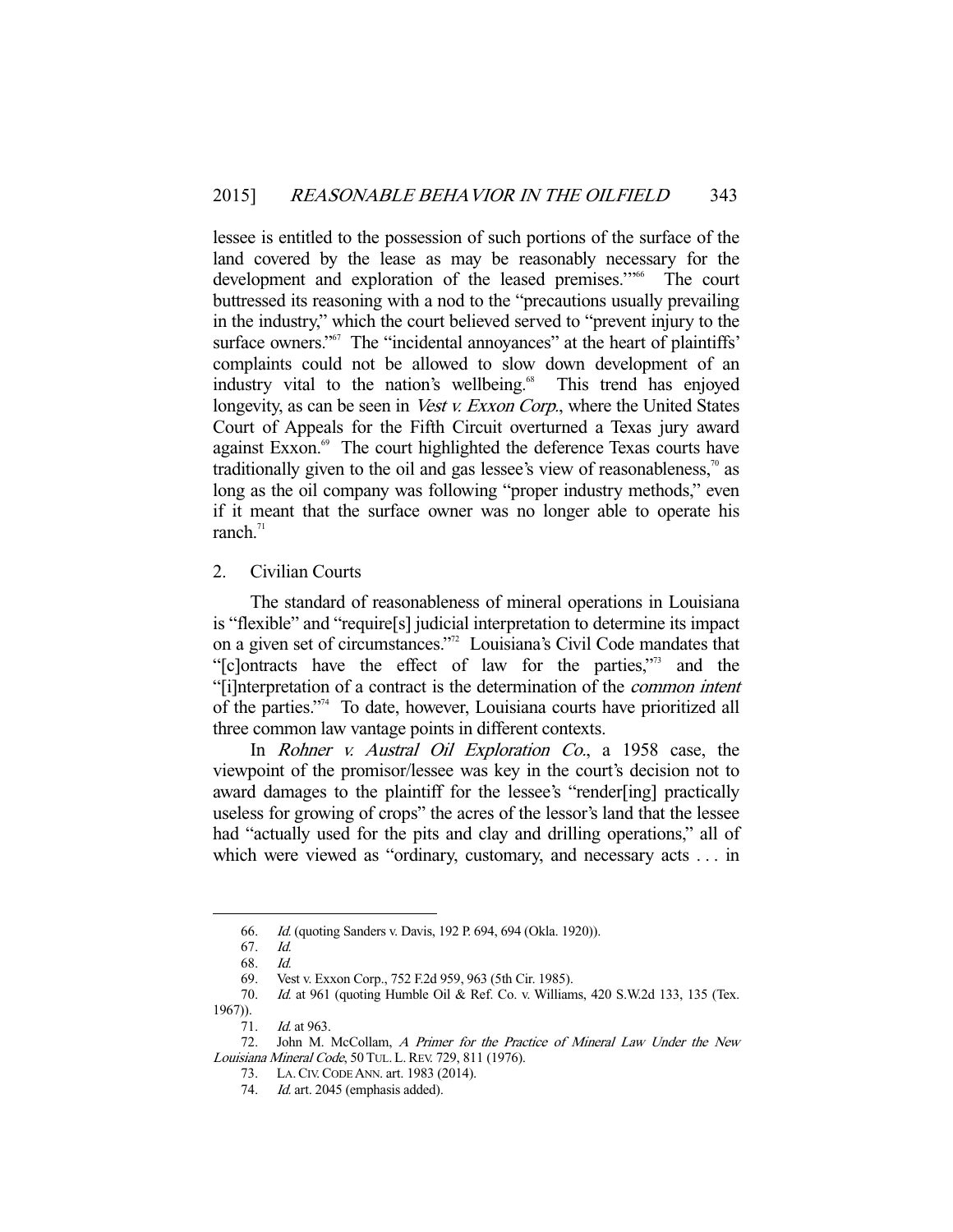lessee is entitled to the possession of such portions of the surface of the land covered by the lease as may be reasonably necessary for the development and exploration of the leased premises.'"[66] The court buttressed its reasoning with a nod to the "precautions usually prevailing in the industry," which the court believed served to "prevent injury to the surface owners."[67] The "incidental annoyances" at the heart of plaintiffs' complaints could not be allowed to slow down development of an industry vital to the nation's wellbeing.[68] This trend has enjoyed longevity, as can be seen in *Vest v. Exxon Corp.*, where the United States Court of Appeals for the Fifth Circuit overturned a Texas jury award against Exxon.[69] The court highlighted the deference Texas courts have traditionally given to the oil and gas lessee's view of reasonableness,[70] as long as the oil company was following "proper industry methods," even if it meant that the surface owner was no longer able to operate his ranch.[71]

### 2. Civilian Courts

The standard of reasonableness of mineral operations in Louisiana is "flexible" and "require[s] judicial interpretation to determine its impact on a given set of circumstances."[72] Louisiana's Civil Code mandates that "[c]ontracts have the effect of law for the parties,"[73] and the "[i]nterpretation of a contract is the determination of the *common intent* of the parties."[74] To date, however, Louisiana courts have prioritized all three common law vantage points in different contexts.

In *Rohner v. Austral Oil Exploration Co.*, a 1958 case, the viewpoint of the promisor/lessee was key in the court's decision not to award damages to the plaintiff for the lessee's "render[ing] practically useless for growing of crops" the acres of the lessor's land that the lessee had "actually used for the pits and clay and drilling operations," all of which were viewed as "ordinary, customary, and necessary acts . . . in

---

66. *Id.* (quoting Sanders v. Davis, 192 P. 694, 694 (Okla. 1920)).

67. *Id.*

68. *Id.*

69. Vest v. Exxon Corp., 752 F.2d 959, 963 (5th Cir. 1985).

70. *Id.* at 961 (quoting Humble Oil & Ref. Co. v. Williams, 420 S.W.2d 133, 135 (Tex. 1967)).

71. *Id.* at 963.

72. John M. McCollam, *A Primer for the Practice of Mineral Law Under the New Louisiana Mineral Code*, 50 TUL. L. REV. 729, 811 (1976).

73. LA. CIV. CODE ANN. art. 1983 (2014).

74. *Id.* art. 2045 (emphasis added).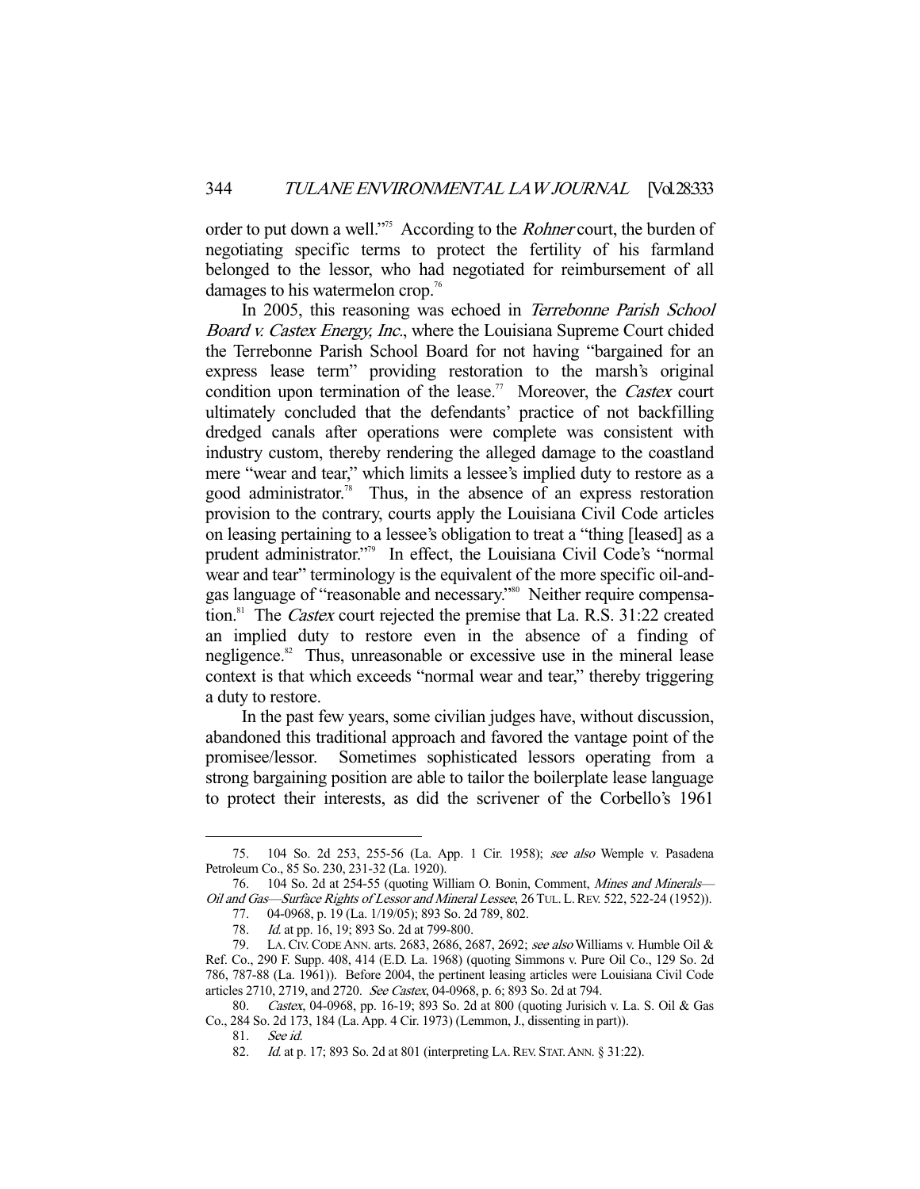order to put down a well."[75] According to the *Rohner* court, the burden of negotiating specific terms to protect the fertility of his farmland belonged to the lessor, who had negotiated for reimbursement of all damages to his watermelon crop.[76]

In 2005, this reasoning was echoed in *Terrebonne Parish School Board v. Castex Energy, Inc.*, where the Louisiana Supreme Court chided the Terrebonne Parish School Board for not having "bargained for an express lease term" providing restoration to the marsh's original condition upon termination of the lease.[77] Moreover, the *Castex* court ultimately concluded that the defendants' practice of not backfilling dredged canals after operations were complete was consistent with industry custom, thereby rendering the alleged damage to the coastland mere "wear and tear," which limits a lessee's implied duty to restore as a good administrator.[78] Thus, in the absence of an express restoration provision to the contrary, courts apply the Louisiana Civil Code articles on leasing pertaining to a lessee's obligation to treat a "thing [leased] as a prudent administrator."[79] In effect, the Louisiana Civil Code's "normal wear and tear" terminology is the equivalent of the more specific oil-and-gas language of "reasonable and necessary."[80] Neither require compensation.[81] The *Castex* court rejected the premise that La. R.S. 31:22 created an implied duty to restore even in the absence of a finding of negligence.[82] Thus, unreasonable or excessive use in the mineral lease context is that which exceeds "normal wear and tear," thereby triggering a duty to restore.

In the past few years, some civilian judges have, without discussion, abandoned this traditional approach and favored the vantage point of the promisee/lessor. Sometimes sophisticated lessors operating from a strong bargaining position are able to tailor the boilerplate lease language to protect their interests, as did the scrivener of the Corbello's 1961

---

75. 104 So. 2d 253, 255-56 (La. App. 1 Cir. 1958); *see also* Wemple v. Pasadena Petroleum Co., 85 So. 230, 231-32 (La. 1920).

76. 104 So. 2d at 254-55 (quoting William O. Bonin, Comment, *Mines and Minerals—Oil and Gas—Surface Rights of Lessor and Mineral Lessee*, 26 TUL. L. REV. 522, 522-24 (1952)).

77. 04-0968, p. 19 (La. 1/19/05); 893 So. 2d 789, 802.

78. *Id.* at pp. 16, 19; 893 So. 2d at 799-800.

79. LA. CIV. CODE ANN. arts. 2683, 2686, 2687, 2692; *see also* Williams v. Humble Oil & Ref. Co., 290 F. Supp. 408, 414 (E.D. La. 1968) (quoting Simmons v. Pure Oil Co., 129 So. 2d 786, 787-88 (La. 1961)). Before 2004, the pertinent leasing articles were Louisiana Civil Code articles 2710, 2719, and 2720. *See Castex*, 04-0968, p. 6; 893 So. 2d at 794.

80. *Castex*, 04-0968, pp. 16-19; 893 So. 2d at 800 (quoting Jurisich v. La. S. Oil & Gas Co., 284 So. 2d 173, 184 (La. App. 4 Cir. 1973) (Lemmon, J., dissenting in part)).

81. *See id.*

82. *Id.* at p. 17; 893 So. 2d at 801 (interpreting LA. REV. STAT. ANN. § 31:22).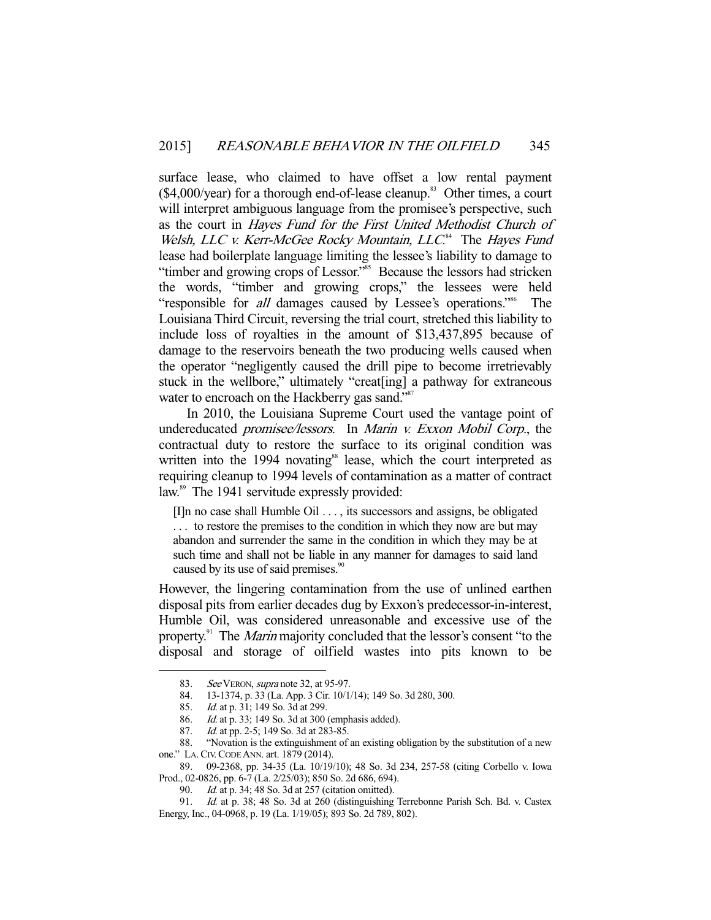surface lease, who claimed to have offset a low rental payment ($4,000/year) for a thorough end-of-lease cleanup.[83] Other times, a court will interpret ambiguous language from the promisee's perspective, such as the court in *Hayes Fund for the First United Methodist Church of Welsh, LLC v. Kerr-McGee Rocky Mountain, LLC*.[84] The *Hayes Fund* lease had boilerplate language limiting the lessee's liability to damage to "timber and growing crops of Lessor."[85] Because the lessors had stricken the words, "timber and growing crops," the lessees were held "responsible for *all* damages caused by Lessee's operations."[86] The Louisiana Third Circuit, reversing the trial court, stretched this liability to include loss of royalties in the amount of $13,437,895 because of damage to the reservoirs beneath the two producing wells caused when the operator "negligently caused the drill pipe to become irretrievably stuck in the wellbore," ultimately "creat[ing] a pathway for extraneous water to encroach on the Hackberry gas sand."[87]

In 2010, the Louisiana Supreme Court used the vantage point of undereducated *promisee/lessors*. In *Marin v. Exxon Mobil Corp.*, the contractual duty to restore the surface to its original condition was written into the 1994 novating[88] lease, which the court interpreted as requiring cleanup to 1994 levels of contamination as a matter of contract law.[89] The 1941 servitude expressly provided:

> [I]n no case shall Humble Oil . . . , its successors and assigns, be obligated . . . to restore the premises to the condition in which they now are but may abandon and surrender the same in the condition in which they may be at such time and shall not be liable in any manner for damages to said land caused by its use of said premises.[90]

However, the lingering contamination from the use of unlined earthen disposal pits from earlier decades dug by Exxon's predecessor-in-interest, Humble Oil, was considered unreasonable and excessive use of the property.[91] The *Marin* majority concluded that the lessor's consent "to the disposal and storage of oilfield wastes into pits known to be

---

83. *See* VERON, *supra* note 32, at 95-97.

84. 13-1374, p. 33 (La. App. 3 Cir. 10/1/14); 149 So. 3d 280, 300.

85. *Id.* at p. 31; 149 So. 3d at 299.

86. *Id.* at p. 33; 149 So. 3d at 300 (emphasis added).

87. *Id.* at pp. 2-5; 149 So. 3d at 283-85.

88. "Novation is the extinguishment of an existing obligation by the substitution of a new one." LA. CIV. CODE ANN. art. 1879 (2014).

89. 09-2368, pp. 34-35 (La. 10/19/10); 48 So. 3d 234, 257-58 (citing Corbello v. Iowa Prod., 02-0826, pp. 6-7 (La. 2/25/03); 850 So. 2d 686, 694).

90. *Id.* at p. 34; 48 So. 3d at 257 (citation omitted).

91. *Id.* at p. 38; 48 So. 3d at 260 (distinguishing Terrebonne Parish Sch. Bd. v. Castex Energy, Inc., 04-0968, p. 19 (La. 1/19/05); 893 So. 2d 789, 802).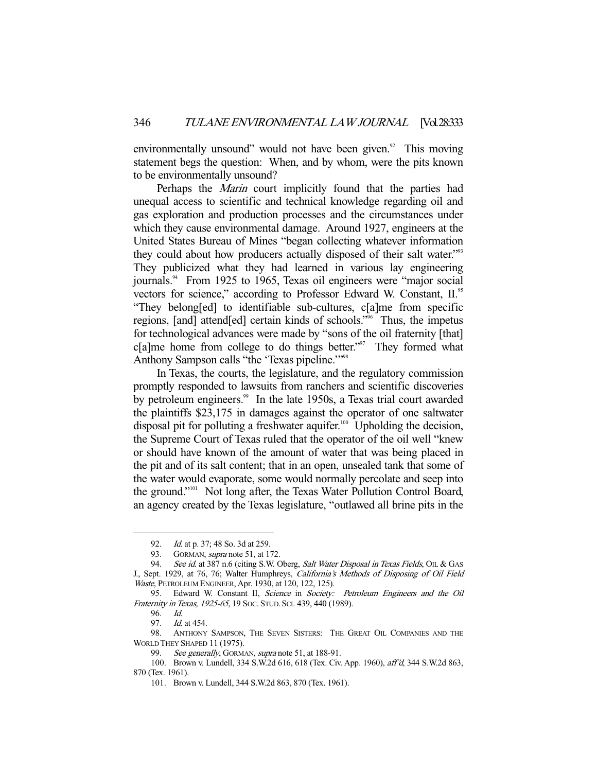environmentally unsound" would not have been given.[92] This moving statement begs the question: When, and by whom, were the pits known to be environmentally unsound?

Perhaps the *Marin* court implicitly found that the parties had unequal access to scientific and technical knowledge regarding oil and gas exploration and production processes and the circumstances under which they cause environmental damage. Around 1927, engineers at the United States Bureau of Mines "began collecting whatever information they could about how producers actually disposed of their salt water."[93] They publicized what they had learned in various lay engineering journals.[94] From 1925 to 1965, Texas oil engineers were "major social vectors for science," according to Professor Edward W. Constant, II.[95] "They belong[ed] to identifiable sub-cultures, c[a]me from specific regions, [and] attend[ed] certain kinds of schools."[96] Thus, the impetus for technological advances were made by "sons of the oil fraternity [that] c[a]me home from college to do things better."[97] They formed what Anthony Sampson calls "the 'Texas pipeline.'"[98]

In Texas, the courts, the legislature, and the regulatory commission promptly responded to lawsuits from ranchers and scientific discoveries by petroleum engineers.[99] In the late 1950s, a Texas trial court awarded the plaintiffs $23,175 in damages against the operator of one saltwater disposal pit for polluting a freshwater aquifer.[100] Upholding the decision, the Supreme Court of Texas ruled that the operator of the oil well "knew or should have known of the amount of water that was being placed in the pit and of its salt content; that in an open, unsealed tank that some of the water would evaporate, some would normally percolate and seep into the ground."[101] Not long after, the Texas Water Pollution Control Board, an agency created by the Texas legislature, "outlawed all brine pits in the

---

92. *Id.* at p. 37; 48 So. 3d at 259.

93. GORMAN, *supra* note 51, at 172.

94. *See id.* at 387 n.6 (citing S.W. Oberg, *Salt Water Disposal in Texas Fields*, OIL & GAS J., Sept. 1929, at 76, 76; Walter Humphreys, *California's Methods of Disposing of Oil Field Waste*, PETROLEUM ENGINEER, Apr. 1930, at 120, 122, 125).

95. Edward W. Constant II, *Science* in *Society: Petroleum Engineers and the Oil Fraternity in Texas, 1925-65*, 19 SOC. STUD. SCI. 439, 440 (1989).

96. *Id.*

97. *Id.* at 454.

98. ANTHONY SAMPSON, THE SEVEN SISTERS: THE GREAT OIL COMPANIES AND THE WORLD THEY SHAPED 11 (1975).

99. *See generally*, GORMAN, *supra* note 51, at 188-91.

100. Brown v. Lundell, 334 S.W.2d 616, 618 (Tex. Civ. App. 1960), *aff'd*, 344 S.W.2d 863, 870 (Tex. 1961).

101. Brown v. Lundell, 344 S.W.2d 863, 870 (Tex. 1961).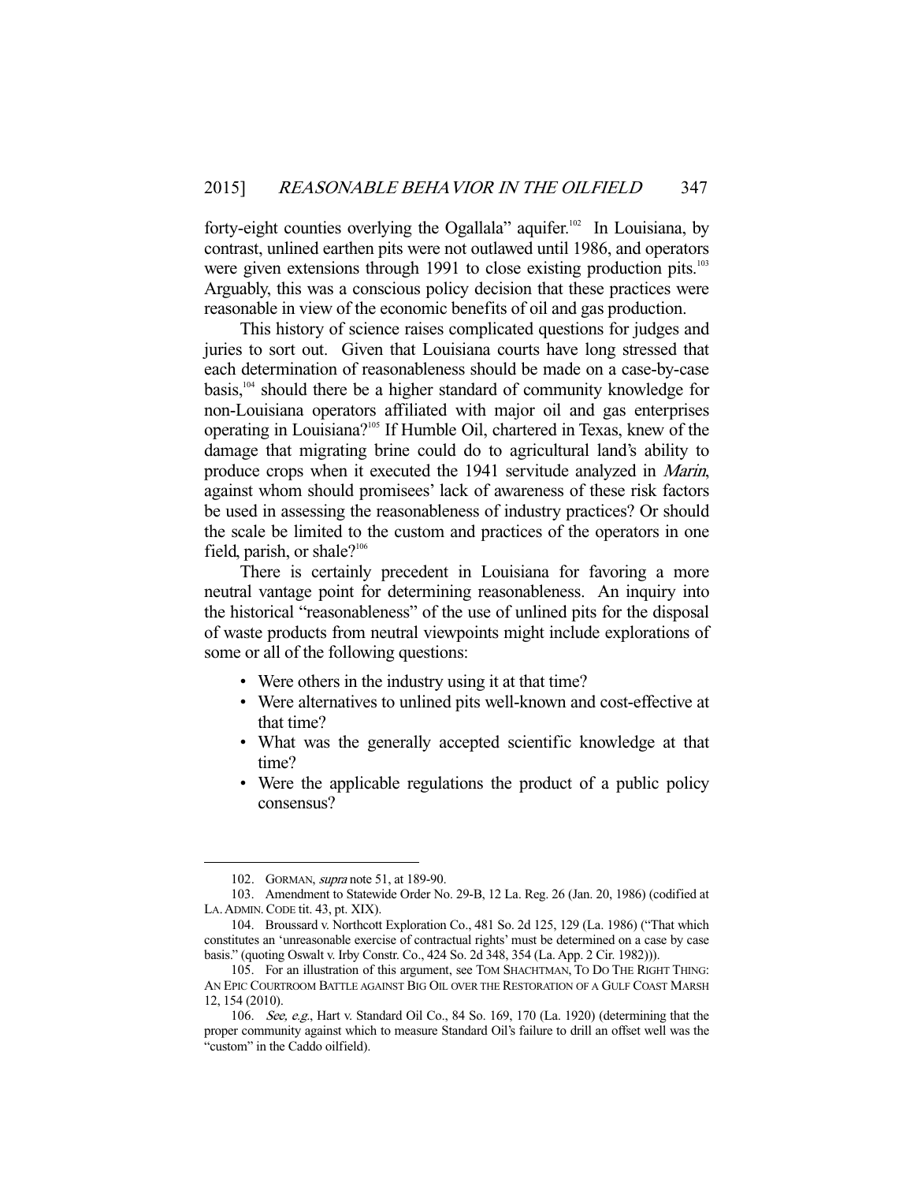forty-eight counties overlying the Ogallala" aquifer.[102] In Louisiana, by contrast, unlined earthen pits were not outlawed until 1986, and operators were given extensions through 1991 to close existing production pits.[103] Arguably, this was a conscious policy decision that these practices were reasonable in view of the economic benefits of oil and gas production.

This history of science raises complicated questions for judges and juries to sort out. Given that Louisiana courts have long stressed that each determination of reasonableness should be made on a case-by-case basis,[104] should there be a higher standard of community knowledge for non-Louisiana operators affiliated with major oil and gas enterprises operating in Louisiana?[105] If Humble Oil, chartered in Texas, knew of the damage that migrating brine could do to agricultural land's ability to produce crops when it executed the 1941 servitude analyzed in *Marin*, against whom should promisees' lack of awareness of these risk factors be used in assessing the reasonableness of industry practices? Or should the scale be limited to the custom and practices of the operators in one field, parish, or shale?[106]

There is certainly precedent in Louisiana for favoring a more neutral vantage point for determining reasonableness. An inquiry into the historical "reasonableness" of the use of unlined pits for the disposal of waste products from neutral viewpoints might include explorations of some or all of the following questions:

- Were others in the industry using it at that time?
- Were alternatives to unlined pits well-known and cost-effective at that time?
- What was the generally accepted scientific knowledge at that time?
- Were the applicable regulations the product of a public policy consensus?

---

102. GORMAN, *supra* note 51, at 189-90.

103. Amendment to Statewide Order No. 29-B, 12 La. Reg. 26 (Jan. 20, 1986) (codified at LA. ADMIN. CODE tit. 43, pt. XIX).

104. Broussard v. Northcott Exploration Co., 481 So. 2d 125, 129 (La. 1986) ("That which constitutes an 'unreasonable exercise of contractual rights' must be determined on a case by case basis." (quoting Oswalt v. Irby Constr. Co., 424 So. 2d 348, 354 (La. App. 2 Cir. 1982))).

105. For an illustration of this argument, see TOM SHACHTMAN, TO DO THE RIGHT THING: AN EPIC COURTROOM BATTLE AGAINST BIG OIL OVER THE RESTORATION OF A GULF COAST MARSH 12, 154 (2010).

106. *See, e.g.*, Hart v. Standard Oil Co., 84 So. 169, 170 (La. 1920) (determining that the proper community against which to measure Standard Oil's failure to drill an offset well was the "custom" in the Caddo oilfield).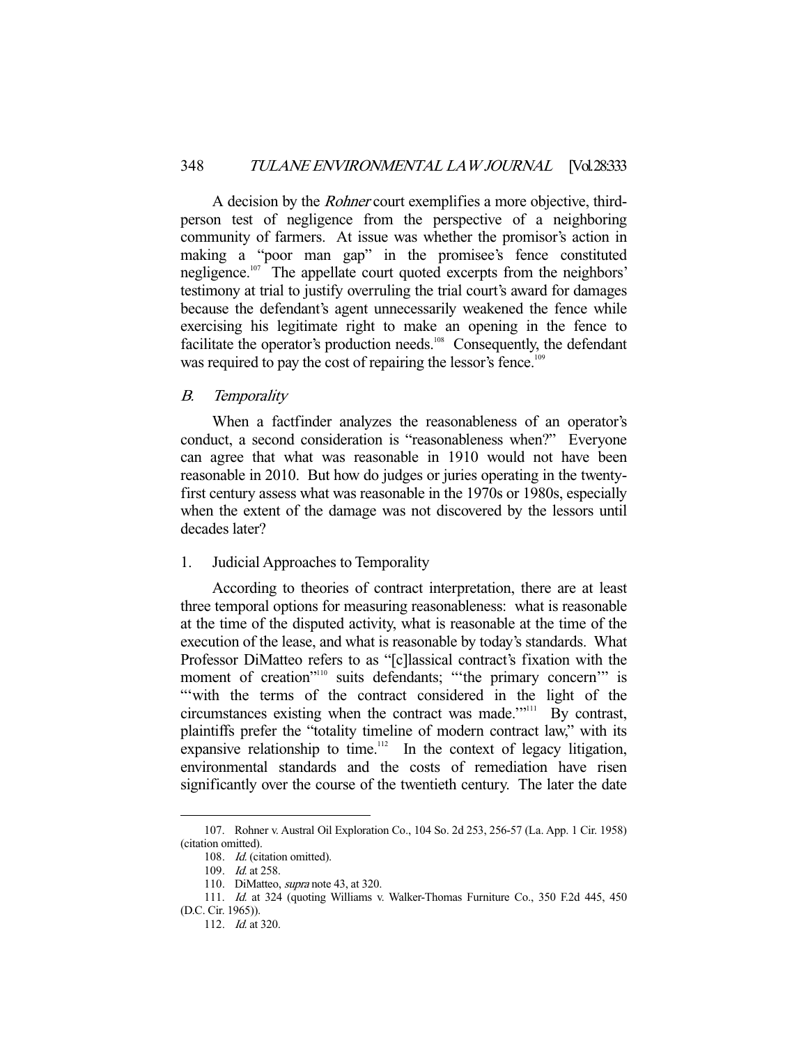A decision by the *Rohner* court exemplifies a more objective, third-person test of negligence from the perspective of a neighboring community of farmers. At issue was whether the promisor's action in making a "poor man gap" in the promisee's fence constituted negligence.[107] The appellate court quoted excerpts from the neighbors' testimony at trial to justify overruling the trial court's award for damages because the defendant's agent unnecessarily weakened the fence while exercising his legitimate right to make an opening in the fence to facilitate the operator's production needs.[108] Consequently, the defendant was required to pay the cost of repairing the lessor's fence.[109]

### *B. Temporality*

When a factfinder analyzes the reasonableness of an operator's conduct, a second consideration is "reasonableness when?" Everyone can agree that what was reasonable in 1910 would not have been reasonable in 2010. But how do judges or juries operating in the twenty-first century assess what was reasonable in the 1970s or 1980s, especially when the extent of the damage was not discovered by the lessors until decades later?

#### 1. Judicial Approaches to Temporality

According to theories of contract interpretation, there are at least three temporal options for measuring reasonableness: what is reasonable at the time of the disputed activity, what is reasonable at the time of the execution of the lease, and what is reasonable by today's standards. What Professor DiMatteo refers to as "[c]lassical contract's fixation with the moment of creation"[110] suits defendants; "'the primary concern'" is "'with the terms of the contract considered in the light of the circumstances existing when the contract was made.'"[111] By contrast, plaintiffs prefer the "totality timeline of modern contract law," with its expansive relationship to time.[112] In the context of legacy litigation, environmental standards and the costs of remediation have risen significantly over the course of the twentieth century. The later the date

---

107. Rohner v. Austral Oil Exploration Co., 104 So. 2d 253, 256-57 (La. App. 1 Cir. 1958) (citation omitted).

108. *Id.* (citation omitted).

109. *Id.* at 258.

110. DiMatteo, *supra* note 43, at 320.

111. *Id.* at 324 (quoting Williams v. Walker-Thomas Furniture Co., 350 F.2d 445, 450 (D.C. Cir. 1965)).

112. *Id.* at 320.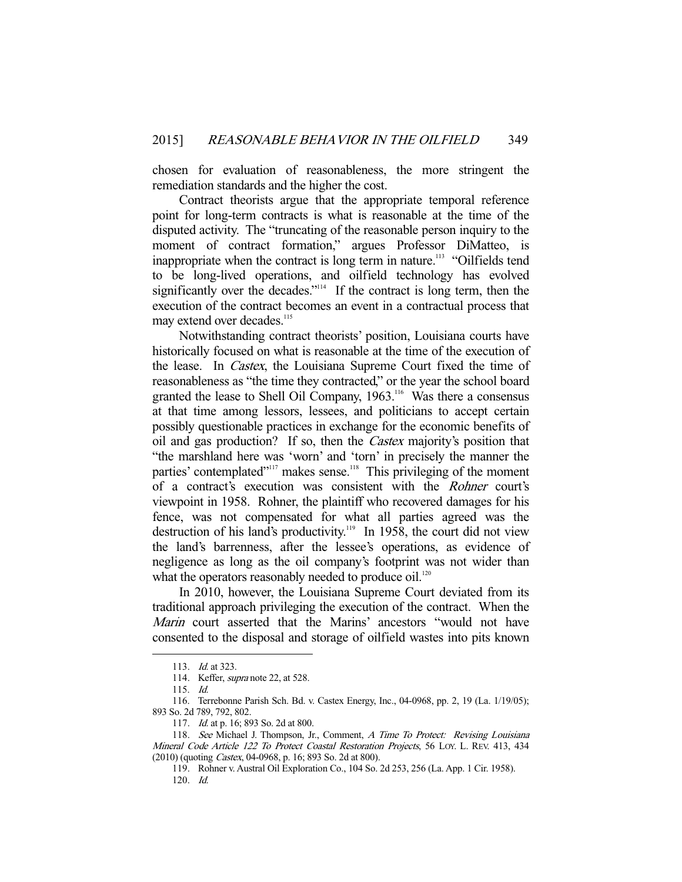chosen for evaluation of reasonableness, the more stringent the remediation standards and the higher the cost.

Contract theorists argue that the appropriate temporal reference point for long-term contracts is what is reasonable at the time of the disputed activity. The "truncating of the reasonable person inquiry to the moment of contract formation," argues Professor DiMatteo, is inappropriate when the contract is long term in nature.[113] "Oilfields tend to be long-lived operations, and oilfield technology has evolved significantly over the decades."[114] If the contract is long term, then the execution of the contract becomes an event in a contractual process that may extend over decades.[115]

Notwithstanding contract theorists' position, Louisiana courts have historically focused on what is reasonable at the time of the execution of the lease. In *Castex*, the Louisiana Supreme Court fixed the time of reasonableness as "the time they contracted," or the year the school board granted the lease to Shell Oil Company, 1963.[116] Was there a consensus at that time among lessors, lessees, and politicians to accept certain possibly questionable practices in exchange for the economic benefits of oil and gas production? If so, then the *Castex* majority's position that "the marshland here was 'worn' and 'torn' in precisely the manner the parties' contemplated"[117] makes sense.[118] This privileging of the moment of a contract's execution was consistent with the *Rohner* court's viewpoint in 1958. Rohner, the plaintiff who recovered damages for his fence, was not compensated for what all parties agreed was the destruction of his land's productivity.[119] In 1958, the court did not view the land's barrenness, after the lessee's operations, as evidence of negligence as long as the oil company's footprint was not wider than what the operators reasonably needed to produce oil.[120]

In 2010, however, the Louisiana Supreme Court deviated from its traditional approach privileging the execution of the contract. When the *Marin* court asserted that the Marins' ancestors "would not have consented to the disposal and storage of oilfield wastes into pits known

---

113. *Id.* at 323.

114. Keffer, *supra* note 22, at 528.

115. *Id.*

116. Terrebonne Parish Sch. Bd. v. Castex Energy, Inc., 04-0968, pp. 2, 19 (La. 1/19/05); 893 So. 2d 789, 792, 802.

117. *Id.* at p. 16; 893 So. 2d at 800.

118. *See* Michael J. Thompson, Jr., Comment, *A Time To Protect: Revising Louisiana Mineral Code Article 122 To Protect Coastal Restoration Projects*, 56 LOY. L. REV. 413, 434 (2010) (quoting *Castex*, 04-0968, p. 16; 893 So. 2d at 800).

119. Rohner v. Austral Oil Exploration Co., 104 So. 2d 253, 256 (La. App. 1 Cir. 1958).

120. *Id.*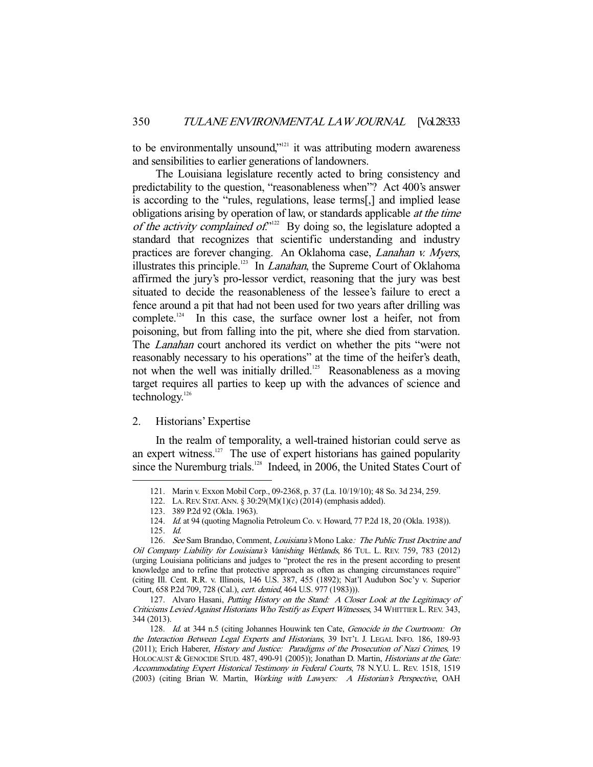to be environmentally unsound,"[121] it was attributing modern awareness and sensibilities to earlier generations of landowners.

The Louisiana legislature recently acted to bring consistency and predictability to the question, "reasonableness when"? Act 400's answer is according to the "rules, regulations, lease terms[,] and implied lease obligations arising by operation of law, or standards applicable *at the time of the activity complained of*."[122] By doing so, the legislature adopted a standard that recognizes that scientific understanding and industry practices are forever changing. An Oklahoma case, *Lanahan v. Myers*, illustrates this principle.[123] In *Lanahan*, the Supreme Court of Oklahoma affirmed the jury's pro-lessor verdict, reasoning that the jury was best situated to decide the reasonableness of the lessee's failure to erect a fence around a pit that had not been used for two years after drilling was complete.[124] In this case, the surface owner lost a heifer, not from poisoning, but from falling into the pit, where she died from starvation. The *Lanahan* court anchored its verdict on whether the pits "were not reasonably necessary to his operations" at the time of the heifer's death, not when the well was initially drilled.[125] Reasonableness as a moving target requires all parties to keep up with the advances of science and technology.[126]

## 2. Historians' Expertise

In the realm of temporality, a well-trained historian could serve as an expert witness.[127] The use of expert historians has gained popularity since the Nuremburg trials.[128] Indeed, in 2006, the United States Court of

---

121. Marin v. Exxon Mobil Corp., 09-2368, p. 37 (La. 10/19/10); 48 So. 3d 234, 259.

122. LA. REV. STAT. ANN. § 30:29(M)(1)(c) (2014) (emphasis added).

123. 389 P.2d 92 (Okla. 1963).

124. *Id.* at 94 (quoting Magnolia Petroleum Co. v. Howard, 77 P.2d 18, 20 (Okla. 1938)).

125. *Id.*

126. *See* Sam Brandao, Comment, *Louisiana's* Mono Lake*: The Public Trust Doctrine and Oil Company Liability for Louisiana's Vanishing Wetlands*, 86 TUL. L. REV. 759, 783 (2012) (urging Louisiana politicians and judges to "protect the res in the present according to present knowledge and to refine that protective approach as often as changing circumstances require" (citing Ill. Cent. R.R. v. Illinois, 146 U.S. 387, 455 (1892); Nat'l Audubon Soc'y v. Superior Court, 658 P.2d 709, 728 (Cal.), *cert. denied*, 464 U.S. 977 (1983))).

127. Alvaro Hasani, *Putting History on the Stand: A Closer Look at the Legitimacy of Criticisms Levied Against Historians Who Testify as Expert Witnesses*, 34 WHITTIER L. REV. 343, 344 (2013).

128. *Id.* at 344 n.5 (citing Johannes Houwink ten Cate, *Genocide in the Courtroom: On the Interaction Between Legal Experts and Historians*, 39 INT'L J. LEGAL INFO. 186, 189-93 (2011); Erich Haberer, *History and Justice: Paradigms of the Prosecution of Nazi Crimes*, 19 HOLOCAUST & GENOCIDE STUD. 487, 490-91 (2005)); Jonathan D. Martin, *Historians at the Gate: Accommodating Expert Historical Testimony in Federal Courts*, 78 N.Y.U. L. REV. 1518, 1519 (2003) (citing Brian W. Martin, *Working with Lawyers: A Historian's Perspective*, OAH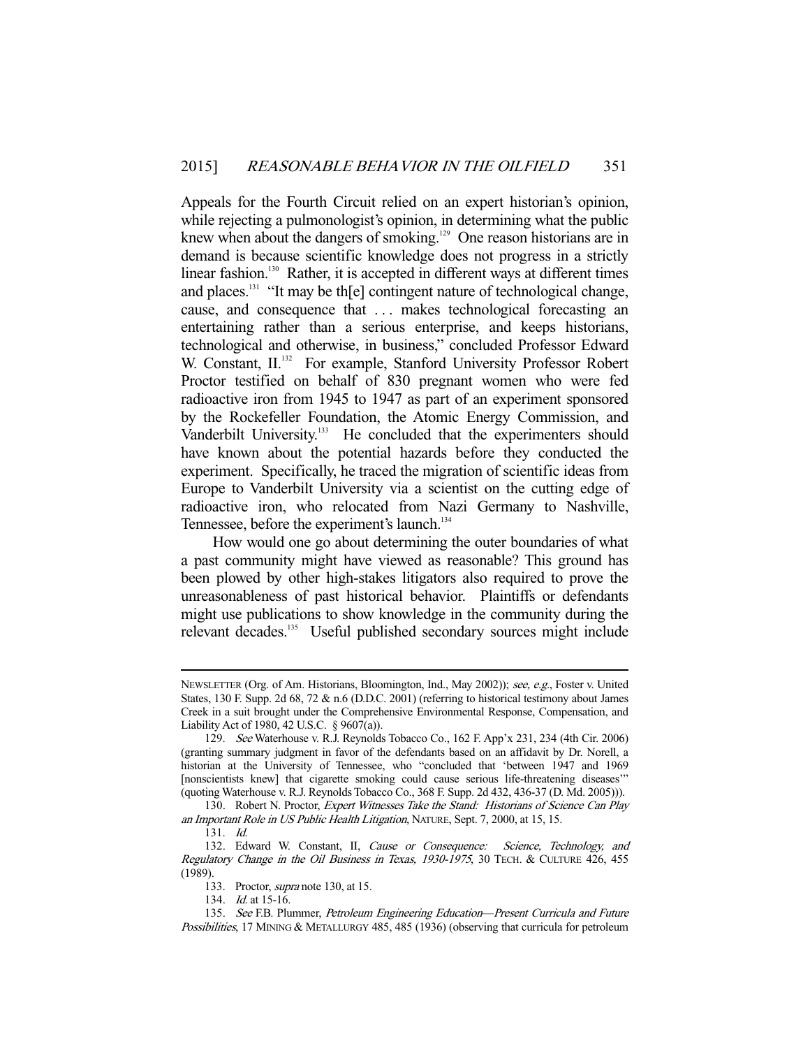Appeals for the Fourth Circuit relied on an expert historian's opinion, while rejecting a pulmonologist's opinion, in determining what the public knew when about the dangers of smoking.[129] One reason historians are in demand is because scientific knowledge does not progress in a strictly linear fashion.[130] Rather, it is accepted in different ways at different times and places.[131] "It may be th[e] contingent nature of technological change, cause, and consequence that . . . makes technological forecasting an entertaining rather than a serious enterprise, and keeps historians, technological and otherwise, in business," concluded Professor Edward W. Constant, II.[132] For example, Stanford University Professor Robert Proctor testified on behalf of 830 pregnant women who were fed radioactive iron from 1945 to 1947 as part of an experiment sponsored by the Rockefeller Foundation, the Atomic Energy Commission, and Vanderbilt University.[133] He concluded that the experimenters should have known about the potential hazards before they conducted the experiment. Specifically, he traced the migration of scientific ideas from Europe to Vanderbilt University via a scientist on the cutting edge of radioactive iron, who relocated from Nazi Germany to Nashville, Tennessee, before the experiment's launch.[134]

How would one go about determining the outer boundaries of what a past community might have viewed as reasonable? This ground has been plowed by other high-stakes litigators also required to prove the unreasonableness of past historical behavior. Plaintiffs or defendants might use publications to show knowledge in the community during the relevant decades.[135] Useful published secondary sources might include

---

NEWSLETTER (Org. of Am. Historians, Bloomington, Ind., May 2002)); *see, e.g.*, Foster v. United States, 130 F. Supp. 2d 68, 72 & n.6 (D.D.C. 2001) (referring to historical testimony about James Creek in a suit brought under the Comprehensive Environmental Response, Compensation, and Liability Act of 1980, 42 U.S.C. § 9607(a)).

129. *See* Waterhouse v. R.J. Reynolds Tobacco Co., 162 F. App'x 231, 234 (4th Cir. 2006) (granting summary judgment in favor of the defendants based on an affidavit by Dr. Norell, a historian at the University of Tennessee, who "concluded that 'between 1947 and 1969 [nonscientists knew] that cigarette smoking could cause serious life-threatening diseases'" (quoting Waterhouse v. R.J. Reynolds Tobacco Co., 368 F. Supp. 2d 432, 436-37 (D. Md. 2005))).

130. Robert N. Proctor, *Expert Witnesses Take the Stand: Historians of Science Can Play an Important Role in US Public Health Litigation*, NATURE, Sept. 7, 2000, at 15, 15.

131. *Id.*

132. Edward W. Constant, II, *Cause or Consequence: Science, Technology, and Regulatory Change in the Oil Business in Texas, 1930-1975*, 30 TECH. & CULTURE 426, 455 (1989).

133. Proctor, *supra* note 130, at 15.

134. *Id.* at 15-16.

135. *See* F.B. Plummer, *Petroleum Engineering Education—Present Curricula and Future Possibilities*, 17 MINING & METALLURGY 485, 485 (1936) (observing that curricula for petroleum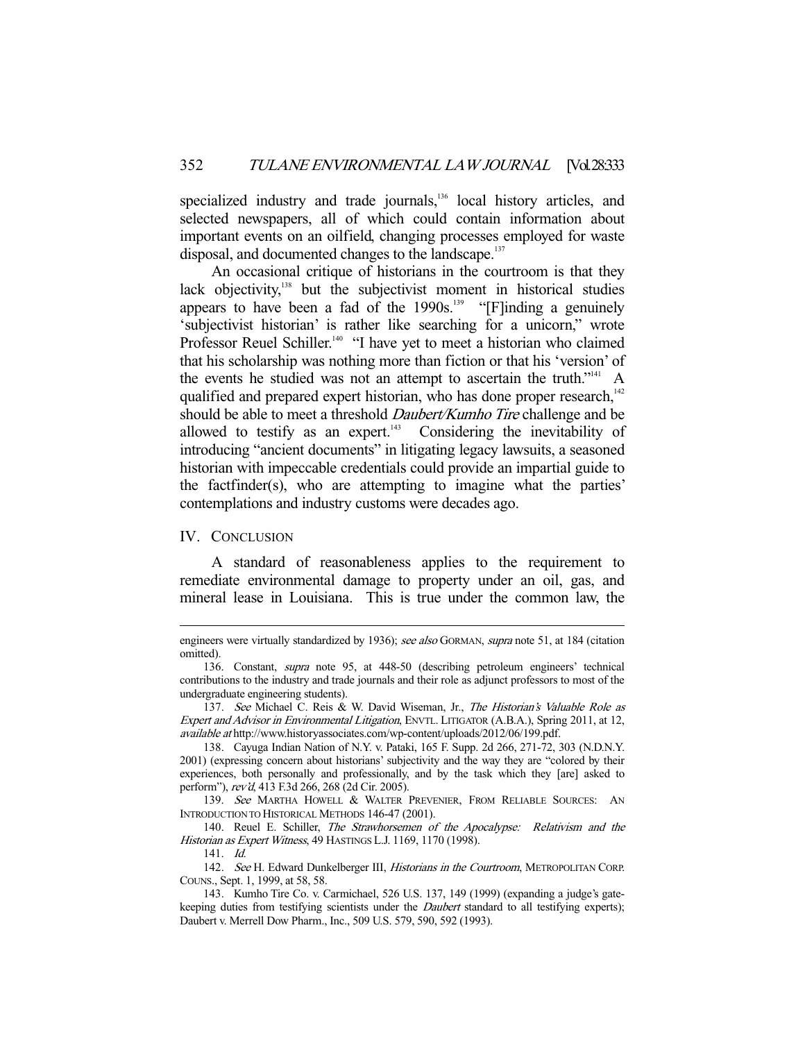specialized industry and trade journals,[136] local history articles, and selected newspapers, all of which could contain information about important events on an oilfield, changing processes employed for waste disposal, and documented changes to the landscape.[137]

An occasional critique of historians in the courtroom is that they lack objectivity,[138] but the subjectivist moment in historical studies appears to have been a fad of the 1990s.[139] "[F]inding a genuinely 'subjectivist historian' is rather like searching for a unicorn," wrote Professor Reuel Schiller.[140] "I have yet to meet a historian who claimed that his scholarship was nothing more than fiction or that his 'version' of the events he studied was not an attempt to ascertain the truth."[141] A qualified and prepared expert historian, who has done proper research,[142] should be able to meet a threshold *Daubert/Kumho Tire* challenge and be allowed to testify as an expert.[143] Considering the inevitability of introducing "ancient documents" in litigating legacy lawsuits, a seasoned historian with impeccable credentials could provide an impartial guide to the factfinder(s), who are attempting to imagine what the parties' contemplations and industry customs were decades ago.

## IV. Conclusion

A standard of reasonableness applies to the requirement to remediate environmental damage to property under an oil, gas, and mineral lease in Louisiana. This is true under the common law, the

---

engineers were virtually standardized by 1936); *see also* GORMAN, *supra* note 51, at 184 (citation omitted).

136. Constant, *supra* note 95, at 448-50 (describing petroleum engineers' technical contributions to the industry and trade journals and their role as adjunct professors to most of the undergraduate engineering students).

137. *See* Michael C. Reis & W. David Wiseman, Jr., *The Historian's Valuable Role as Expert and Advisor in Environmental Litigation*, ENVTL. LITIGATOR (A.B.A.), Spring 2011, at 12, *available at* http://www.historyassociates.com/wp-content/uploads/2012/06/199.pdf.

138. Cayuga Indian Nation of N.Y. v. Pataki, 165 F. Supp. 2d 266, 271-72, 303 (N.D.N.Y. 2001) (expressing concern about historians' subjectivity and the way they are "colored by their experiences, both personally and professionally, and by the task which they [are] asked to perform"), *rev'd*, 413 F.3d 266, 268 (2d Cir. 2005).

139. *See* MARTHA HOWELL & WALTER PREVENIER, FROM RELIABLE SOURCES: AN INTRODUCTION TO HISTORICAL METHODS 146-47 (2001).

140. Reuel E. Schiller, *The Strawhorsemen of the Apocalypse: Relativism and the Historian as Expert Witness*, 49 HASTINGS L.J. 1169, 1170 (1998).

141. *Id.*

142. *See* H. Edward Dunkelberger III, *Historians in the Courtroom*, METROPOLITAN CORP. COUNS., Sept. 1, 1999, at 58, 58.

143. Kumho Tire Co. v. Carmichael, 526 U.S. 137, 149 (1999) (expanding a judge's gate-keeping duties from testifying scientists under the *Daubert* standard to all testifying experts); Daubert v. Merrell Dow Pharm., Inc., 509 U.S. 579, 590, 592 (1993).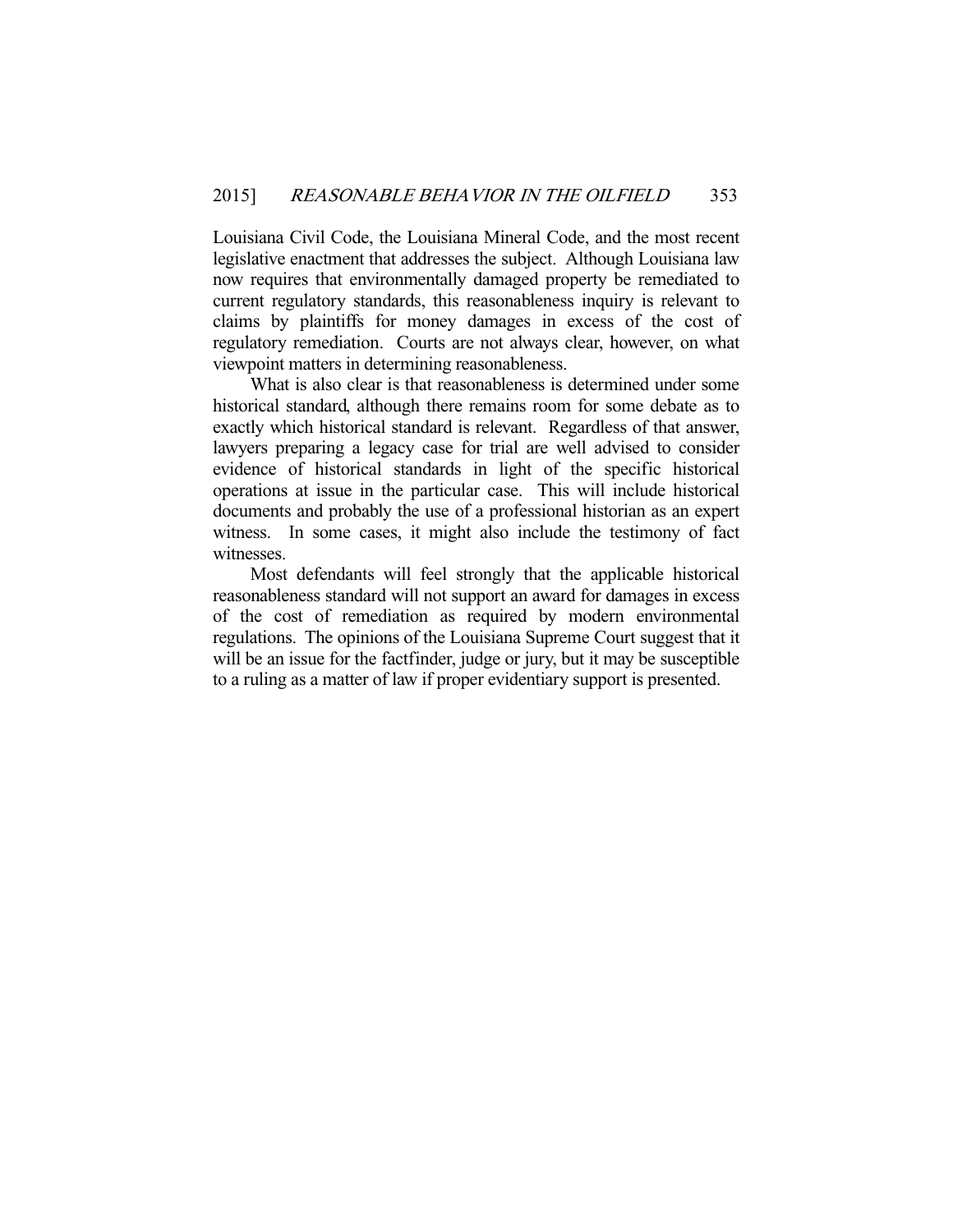Louisiana Civil Code, the Louisiana Mineral Code, and the most recent legislative enactment that addresses the subject. Although Louisiana law now requires that environmentally damaged property be remediated to current regulatory standards, this reasonableness inquiry is relevant to claims by plaintiffs for money damages in excess of the cost of regulatory remediation. Courts are not always clear, however, on what viewpoint matters in determining reasonableness.

What is also clear is that reasonableness is determined under some historical standard, although there remains room for some debate as to exactly which historical standard is relevant. Regardless of that answer, lawyers preparing a legacy case for trial are well advised to consider evidence of historical standards in light of the specific historical operations at issue in the particular case. This will include historical documents and probably the use of a professional historian as an expert witness. In some cases, it might also include the testimony of fact witnesses.

Most defendants will feel strongly that the applicable historical reasonableness standard will not support an award for damages in excess of the cost of remediation as required by modern environmental regulations. The opinions of the Louisiana Supreme Court suggest that it will be an issue for the factfinder, judge or jury, but it may be susceptible to a ruling as a matter of law if proper evidentiary support is presented.